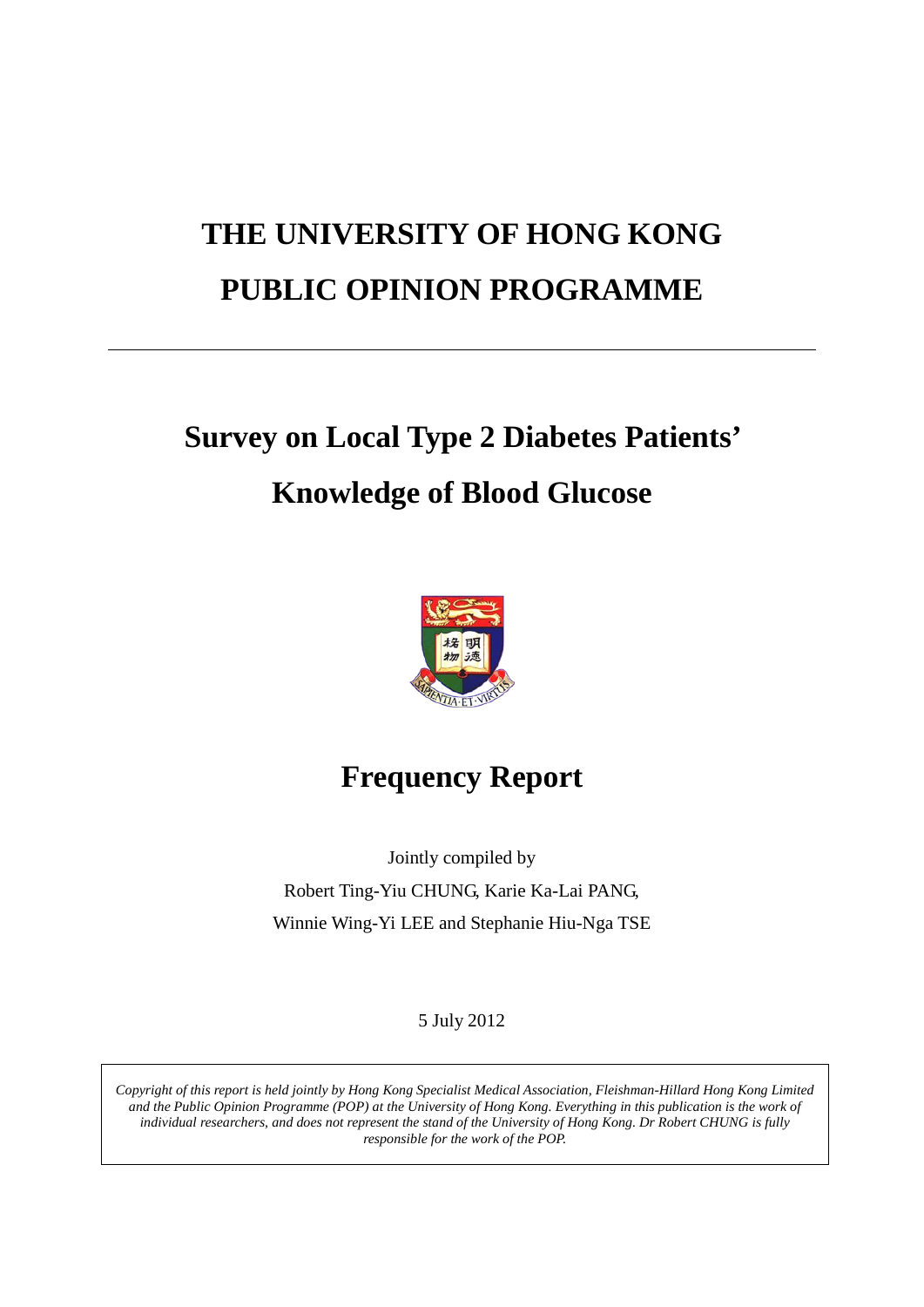# THE UNIVERSITY OF HONG KONG
# PUBLIC OPINION PROGRAMME

---

## Survey on Local Type 2 Diabetes Patients' Knowledge of Blood Glucose

## Frequency Report

Jointly compiled by

Robert Ting-Yiu CHUNG, Karie Ka-Lai PANG,

Winnie Wing-Yi LEE and Stephanie Hiu-Nga TSE

5 July 2012

*Copyright of this report is held jointly by Hong Kong Specialist Medical Association, Fleishman-Hillard Hong Kong Limited and the Public Opinion Programme (POP) at the University of Hong Kong. Everything in this publication is the work of individual researchers, and does not represent the stand of the University of Hong Kong. Dr Robert CHUNG is fully responsible for the work of the POP.*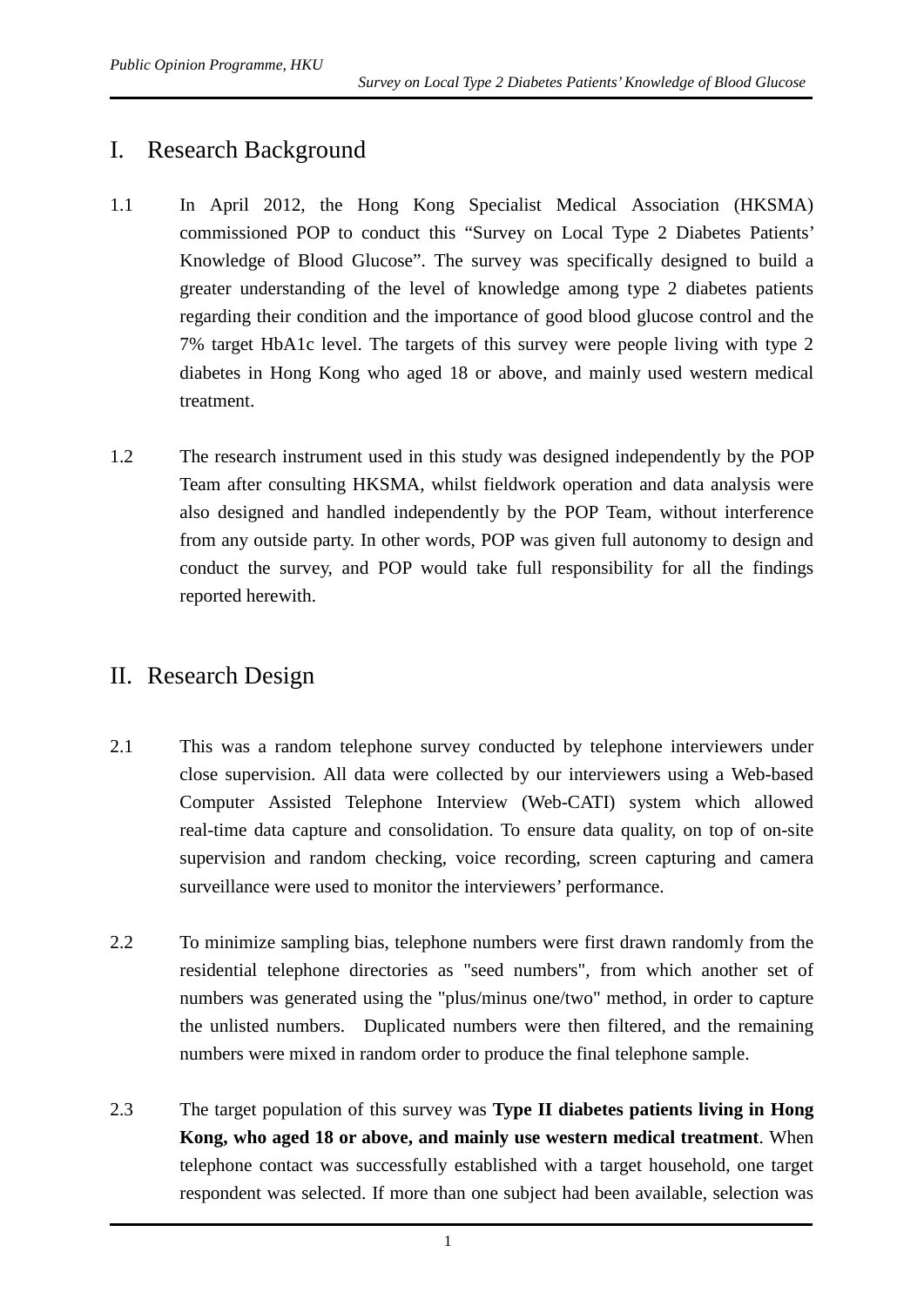## I. Research Background

1.1 In April 2012, the Hong Kong Specialist Medical Association (HKSMA) commissioned POP to conduct this "Survey on Local Type 2 Diabetes Patients' Knowledge of Blood Glucose". The survey was specifically designed to build a greater understanding of the level of knowledge among type 2 diabetes patients regarding their condition and the importance of good blood glucose control and the 7% target HbA1c level. The targets of this survey were people living with type 2 diabetes in Hong Kong who aged 18 or above, and mainly used western medical treatment.

1.2 The research instrument used in this study was designed independently by the POP Team after consulting HKSMA, whilst fieldwork operation and data analysis were also designed and handled independently by the POP Team, without interference from any outside party. In other words, POP was given full autonomy to design and conduct the survey, and POP would take full responsibility for all the findings reported herewith.

## II. Research Design

2.1 This was a random telephone survey conducted by telephone interviewers under close supervision. All data were collected by our interviewers using a Web-based Computer Assisted Telephone Interview (Web-CATI) system which allowed real-time data capture and consolidation. To ensure data quality, on top of on-site supervision and random checking, voice recording, screen capturing and camera surveillance were used to monitor the interviewers' performance.

2.2 To minimize sampling bias, telephone numbers were first drawn randomly from the residential telephone directories as "seed numbers", from which another set of numbers was generated using the "plus/minus one/two" method, in order to capture the unlisted numbers. Duplicated numbers were then filtered, and the remaining numbers were mixed in random order to produce the final telephone sample.

2.3 The target population of this survey was **Type II diabetes patients living in Hong Kong, who aged 18 or above, and mainly use western medical treatment**. When telephone contact was successfully established with a target household, one target respondent was selected. If more than one subject had been available, selection was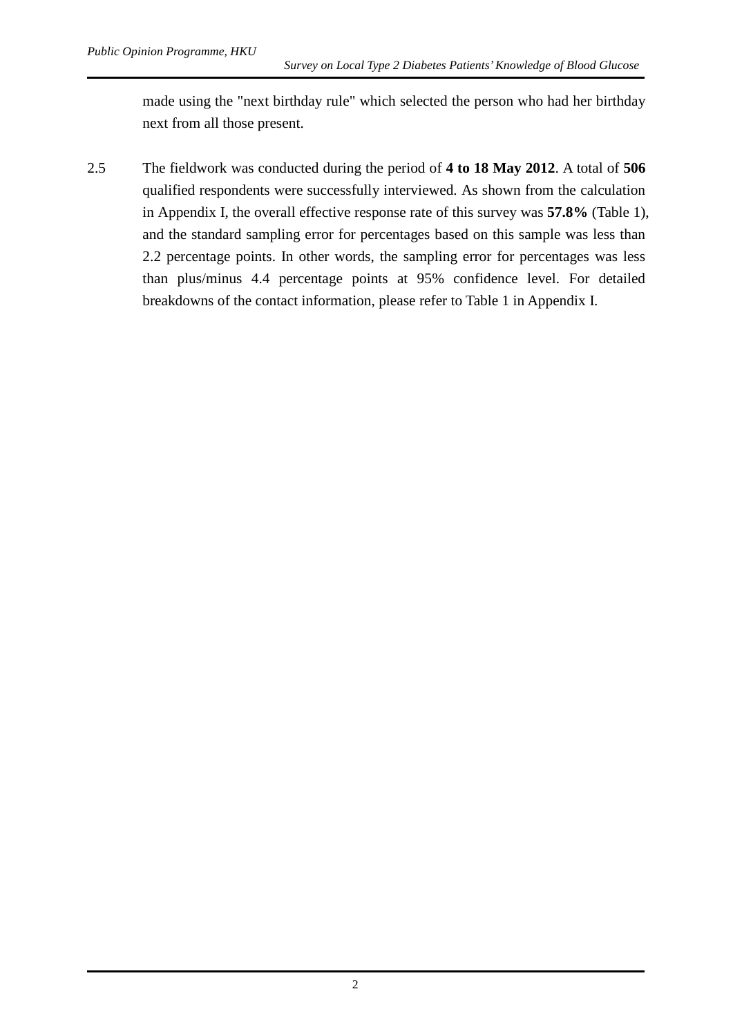made using the "next birthday rule" which selected the person who had her birthday next from all those present.

2.5 The fieldwork was conducted during the period of **4 to 18 May 2012**. A total of **506** qualified respondents were successfully interviewed. As shown from the calculation in Appendix I, the overall effective response rate of this survey was **57.8%** (Table 1), and the standard sampling error for percentages based on this sample was less than 2.2 percentage points. In other words, the sampling error for percentages was less than plus/minus 4.4 percentage points at 95% confidence level. For detailed breakdowns of the contact information, please refer to Table 1 in Appendix I.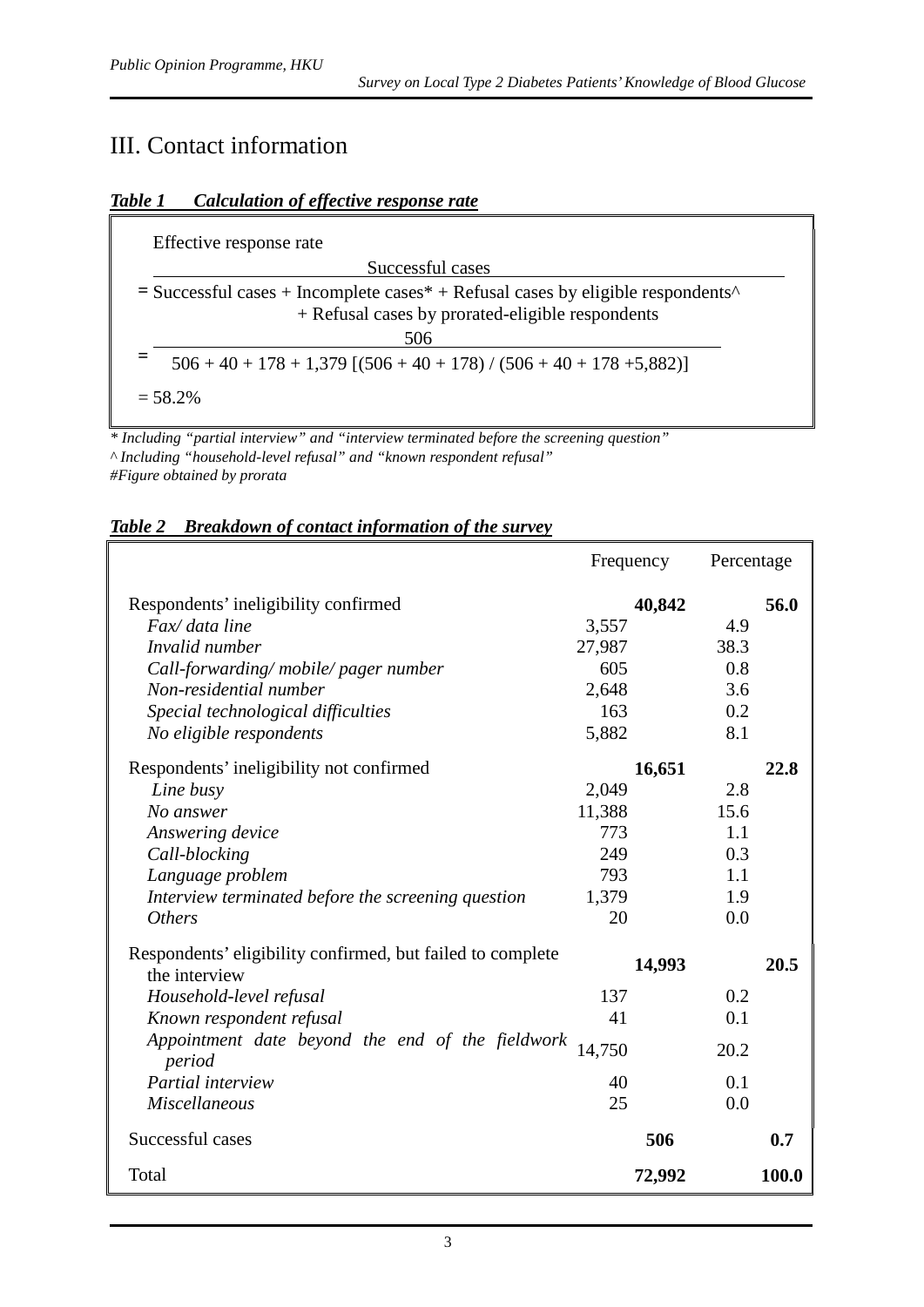# III. Contact information

***Table 1 Calculation of effective response rate***

Effective response rate

$$= \frac{\text{Successful cases}}{\text{Successful cases} + \text{Incomplete cases}^{*} + \text{Refusal cases by eligible respondents}^{\wedge} + \text{Refusal cases by prorated-eligible respondents}}$$

$$= \frac{506}{506 + 40 + 178 + 1{,}379\ [(506 + 40 + 178) / (506 + 40 + 178 + 5{,}882)]}$$

$= 58.2\%$

*\* Including "partial interview" and "interview terminated before the screening question"*
*^ Including "household-level refusal" and "known respondent refusal"*
*#Figure obtained by prorata*

***Table 2 Breakdown of contact information of the survey***

| | Frequency | | Percentage | |
|---|---|---|---|---|
| Respondents' ineligibility confirmed | | **40,842** | | **56.0** |
| *Fax/ data line* | 3,557 | | 4.9 | |
| *Invalid number* | 27,987 | | 38.3 | |
| *Call-forwarding/ mobile/ pager number* | 605 | | 0.8 | |
| *Non-residential number* | 2,648 | | 3.6 | |
| *Special technological difficulties* | 163 | | 0.2 | |
| *No eligible respondents* | 5,882 | | 8.1 | |
| Respondents' ineligibility not confirmed | | **16,651** | | **22.8** |
| *Line busy* | 2,049 | | 2.8 | |
| *No answer* | 11,388 | | 15.6 | |
| *Answering device* | 773 | | 1.1 | |
| *Call-blocking* | 249 | | 0.3 | |
| *Language problem* | 793 | | 1.1 | |
| *Interview terminated before the screening question* | 1,379 | | 1.9 | |
| *Others* | 20 | | 0.0 | |
| Respondents' eligibility confirmed, but failed to complete the interview | | **14,993** | | **20.5** |
| *Household-level refusal* | 137 | | 0.2 | |
| *Known respondent refusal* | 41 | | 0.1 | |
| *Appointment date beyond the end of the fieldwork period* | 14,750 | | 20.2 | |
| *Partial interview* | 40 | | 0.1 | |
| *Miscellaneous* | 25 | | 0.0 | |
| Successful cases | | **506** | | **0.7** |
| Total | | **72,992** | | **100.0** |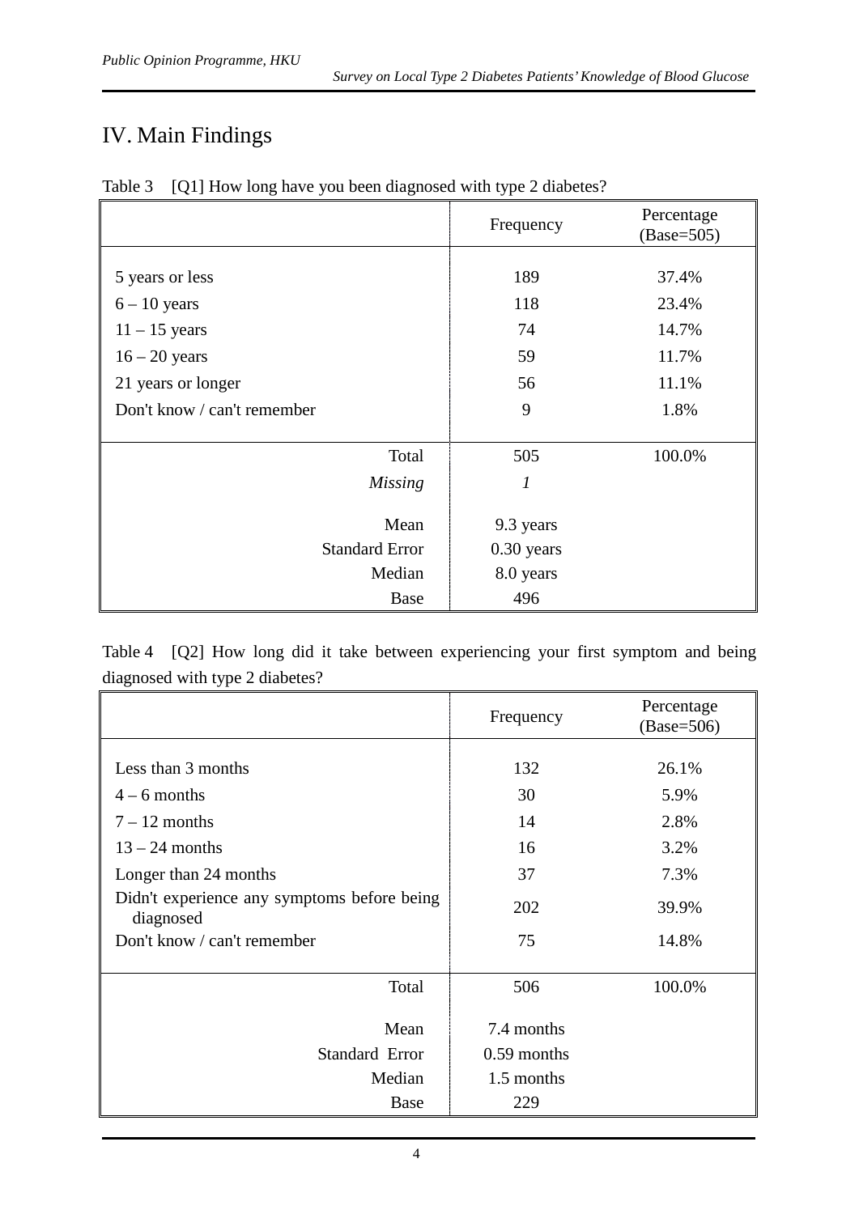# IV. Main Findings

Table 3 [Q1] How long have you been diagnosed with type 2 diabetes?

| | Frequency | Percentage (Base=505) |
|---|---|---|
| 5 years or less | 189 | 37.4% |
| 6 – 10 years | 118 | 23.4% |
| 11 – 15 years | 74 | 14.7% |
| 16 – 20 years | 59 | 11.7% |
| 21 years or longer | 56 | 11.1% |
| Don't know / can't remember | 9 | 1.8% |
| Total | 505 | 100.0% |
| *Missing* | *1* | |
| Mean | 9.3 years | |
| Standard Error | 0.30 years | |
| Median | 8.0 years | |
| Base | 496 | |

Table 4 [Q2] How long did it take between experiencing your first symptom and being diagnosed with type 2 diabetes?

| | Frequency | Percentage (Base=506) |
|---|---|---|
| Less than 3 months | 132 | 26.1% |
| 4 – 6 months | 30 | 5.9% |
| 7 – 12 months | 14 | 2.8% |
| 13 – 24 months | 16 | 3.2% |
| Longer than 24 months | 37 | 7.3% |
| Didn't experience any symptoms before being diagnosed | 202 | 39.9% |
| Don't know / can't remember | 75 | 14.8% |
| Total | 506 | 100.0% |
| Mean | 7.4 months | |
| Standard Error | 0.59 months | |
| Median | 1.5 months | |
| Base | 229 | |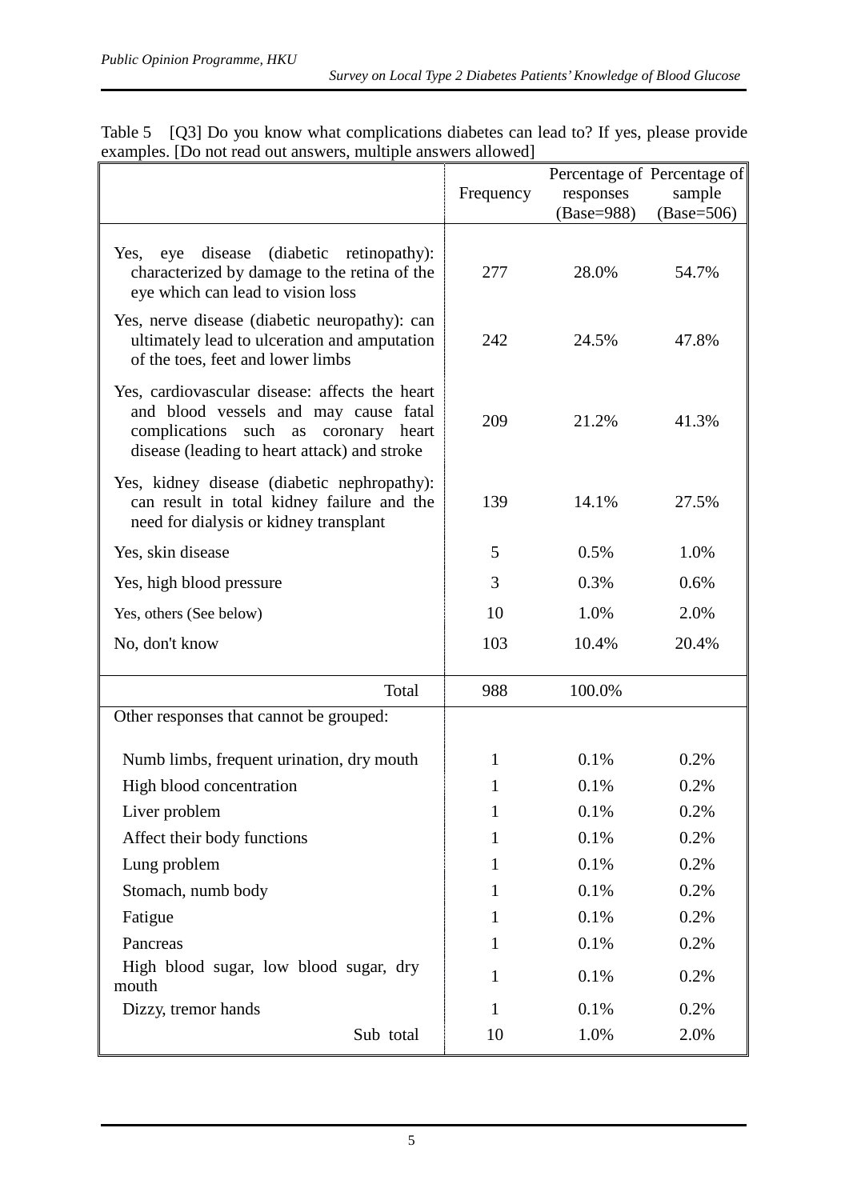Table 5 [Q3] Do you know what complications diabetes can lead to? If yes, please provide examples. [Do not read out answers, multiple answers allowed]

| | Frequency | Percentage of responses (Base=988) | Percentage of sample (Base=506) |
|---|---|---|---|
| Yes, eye disease (diabetic retinopathy): characterized by damage to the retina of the eye which can lead to vision loss | 277 | 28.0% | 54.7% |
| Yes, nerve disease (diabetic neuropathy): can ultimately lead to ulceration and amputation of the toes, feet and lower limbs | 242 | 24.5% | 47.8% |
| Yes, cardiovascular disease: affects the heart and blood vessels and may cause fatal complications such as coronary heart disease (leading to heart attack) and stroke | 209 | 21.2% | 41.3% |
| Yes, kidney disease (diabetic nephropathy): can result in total kidney failure and the need for dialysis or kidney transplant | 139 | 14.1% | 27.5% |
| Yes, skin disease | 5 | 0.5% | 1.0% |
| Yes, high blood pressure | 3 | 0.3% | 0.6% |
| Yes, others (See below) | 10 | 1.0% | 2.0% |
| No, don't know | 103 | 10.4% | 20.4% |
| Total | 988 | 100.0% | |
| Other responses that cannot be grouped: | | | |
| Numb limbs, frequent urination, dry mouth | 1 | 0.1% | 0.2% |
| High blood concentration | 1 | 0.1% | 0.2% |
| Liver problem | 1 | 0.1% | 0.2% |
| Affect their body functions | 1 | 0.1% | 0.2% |
| Lung problem | 1 | 0.1% | 0.2% |
| Stomach, numb body | 1 | 0.1% | 0.2% |
| Fatigue | 1 | 0.1% | 0.2% |
| Pancreas | 1 | 0.1% | 0.2% |
| High blood sugar, low blood sugar, dry mouth | 1 | 0.1% | 0.2% |
| Dizzy, tremor hands | 1 | 0.1% | 0.2% |
| Sub total | 10 | 1.0% | 2.0% |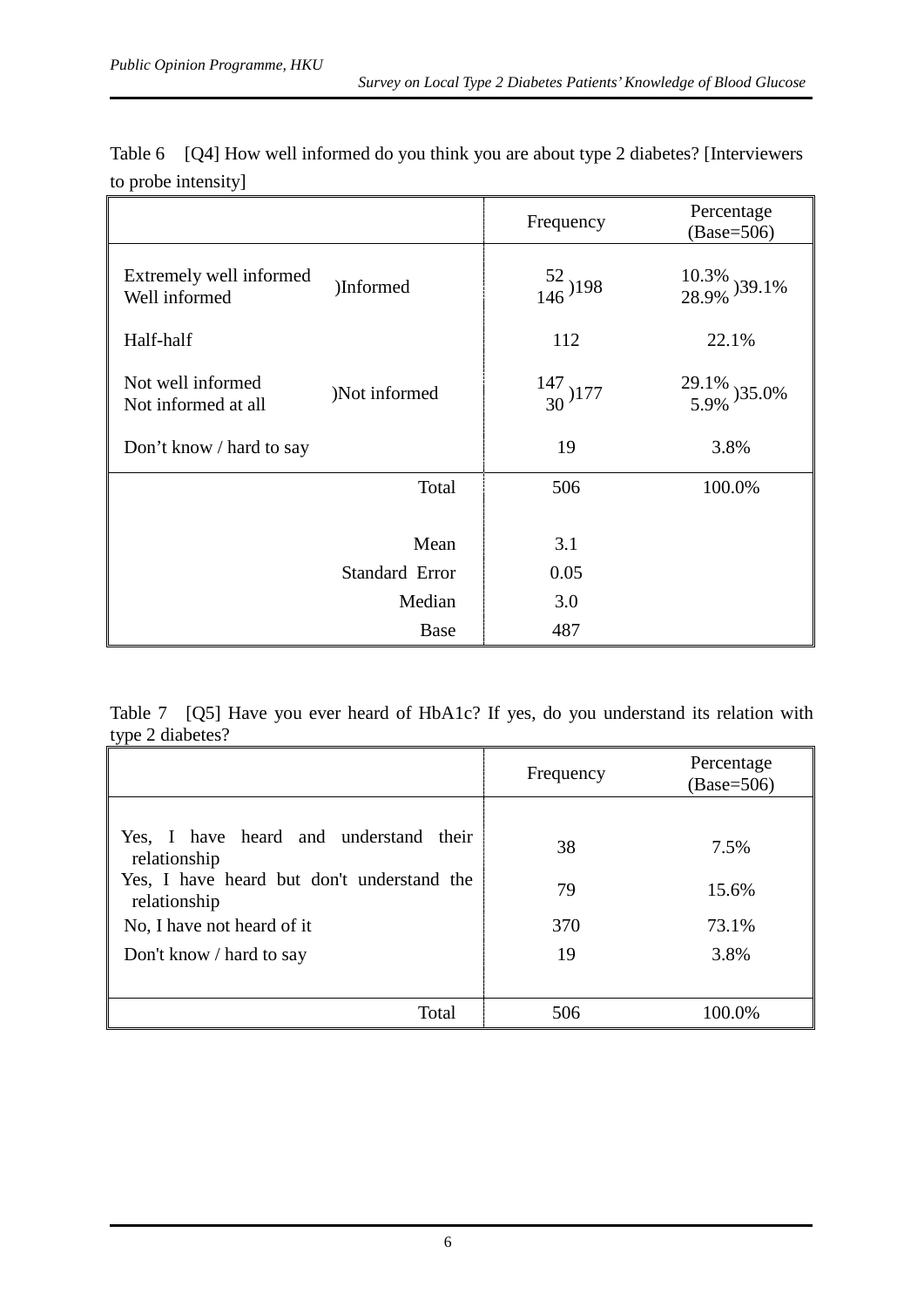Table 6 [Q4] How well informed do you think you are about type 2 diabetes? [Interviewers to probe intensity]

| | | Frequency | Percentage (Base=506) |
|---|---|---|---|
| Extremely well informed | )Informed | 52 )198 | 10.3% )39.1% |
| Well informed | | 146 | 28.9% |
| Half-half | | 112 | 22.1% |
| Not well informed | )Not informed | 147 )177 | 29.1% )35.0% |
| Not informed at all | | 30 | 5.9% |
| Don't know / hard to say | | 19 | 3.8% |
| | Total | 506 | 100.0% |
| | Mean | 3.1 | |
| | Standard Error | 0.05 | |
| | Median | 3.0 | |
| | Base | 487 | |

Table 7 [Q5] Have you ever heard of HbA1c? If yes, do you understand its relation with type 2 diabetes?

| | Frequency | Percentage (Base=506) |
|---|---|---|
| Yes, I have heard and understand their relationship | 38 | 7.5% |
| Yes, I have heard but don't understand the relationship | 79 | 15.6% |
| No, I have not heard of it | 370 | 73.1% |
| Don't know / hard to say | 19 | 3.8% |
| Total | 506 | 100.0% |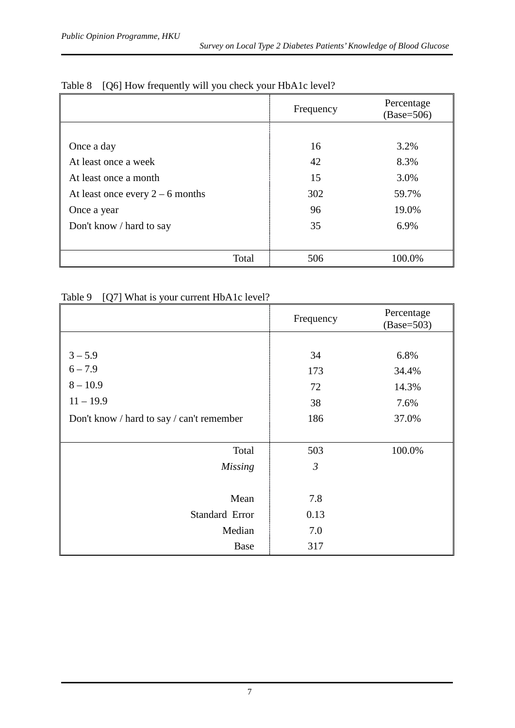Table 8 [Q6] How frequently will you check your HbA1c level?

| | Frequency | Percentage (Base=506) |
|---|---|---|
| Once a day | 16 | 3.2% |
| At least once a week | 42 | 8.3% |
| At least once a month | 15 | 3.0% |
| At least once every 2 – 6 months | 302 | 59.7% |
| Once a year | 96 | 19.0% |
| Don't know / hard to say | 35 | 6.9% |
| Total | 506 | 100.0% |

Table 9 [Q7] What is your current HbA1c level?

| | Frequency | Percentage (Base=503) |
|---|---|---|
| 3 – 5.9 | 34 | 6.8% |
| 6 – 7.9 | 173 | 34.4% |
| 8 – 10.9 | 72 | 14.3% |
| 11 – 19.9 | 38 | 7.6% |
| Don't know / hard to say / can't remember | 186 | 37.0% |
| Total | 503 | 100.0% |
| *Missing* | *3* | |
| Mean | 7.8 | |
| Standard Error | 0.13 | |
| Median | 7.0 | |
| Base | 317 | |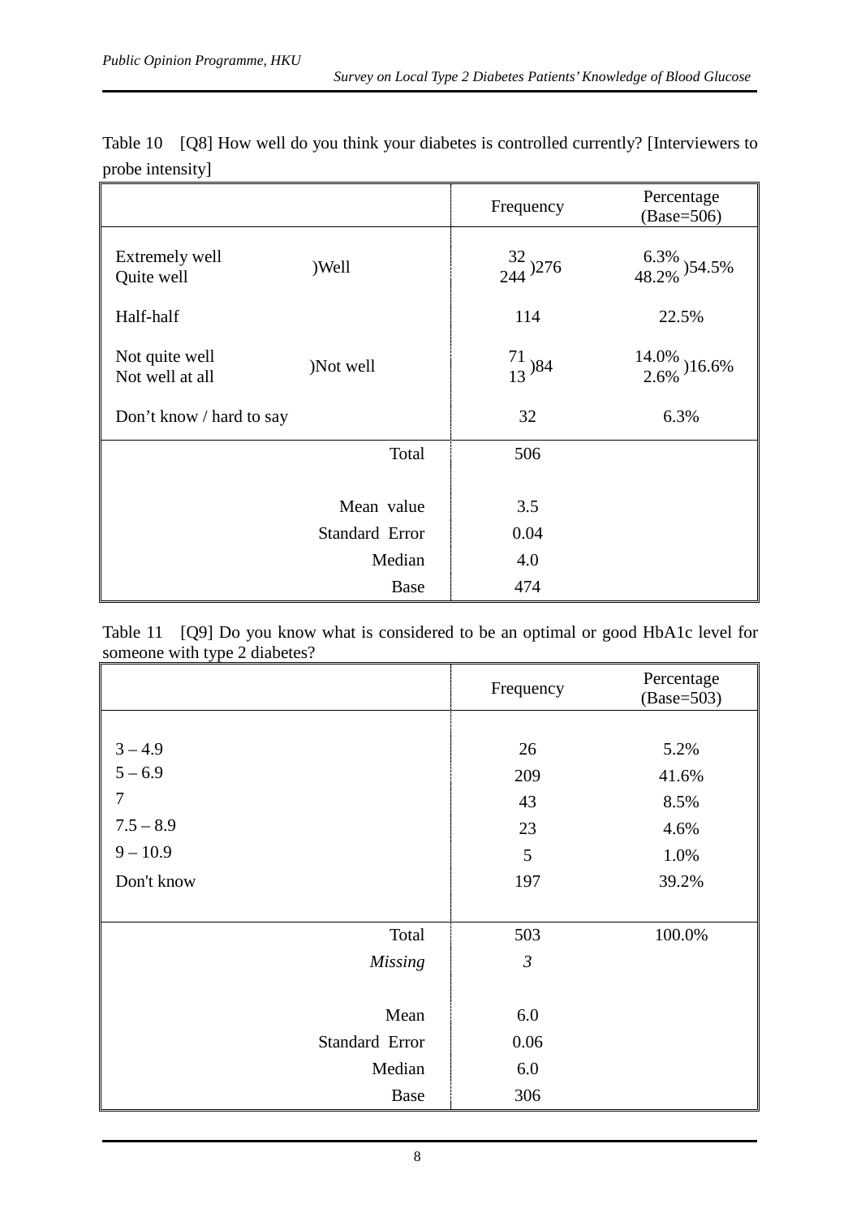Table 10 [Q8] How well do you think your diabetes is controlled currently? [Interviewers to probe intensity]

| | | Frequency | Percentage (Base=506) |
|---|---|---|---|
| Extremely well | )Well | 32 )276 | 6.3% )54.5% |
| Quite well | | 244 | 48.2% |
| Half-half | | 114 | 22.5% |
| Not quite well | )Not well | 71 )84 | 14.0% )16.6% |
| Not well at all | | 13 | 2.6% |
| Don't know / hard to say | | 32 | 6.3% |
| | Total | 506 | |
| | Mean value | 3.5 | |
| | Standard Error | 0.04 | |
| | Median | 4.0 | |
| | Base | 474 | |

Table 11 [Q9] Do you know what is considered to be an optimal or good HbA1c level for someone with type 2 diabetes?

| | Frequency | Percentage (Base=503) |
|---|---|---|
| 3 – 4.9 | 26 | 5.2% |
| 5 – 6.9 | 209 | 41.6% |
| 7 | 43 | 8.5% |
| 7.5 – 8.9 | 23 | 4.6% |
| 9 – 10.9 | 5 | 1.0% |
| Don't know | 197 | 39.2% |
| Total | 503 | 100.0% |
| *Missing* | *3* | |
| Mean | 6.0 | |
| Standard Error | 0.06 | |
| Median | 6.0 | |
| Base | 306 | |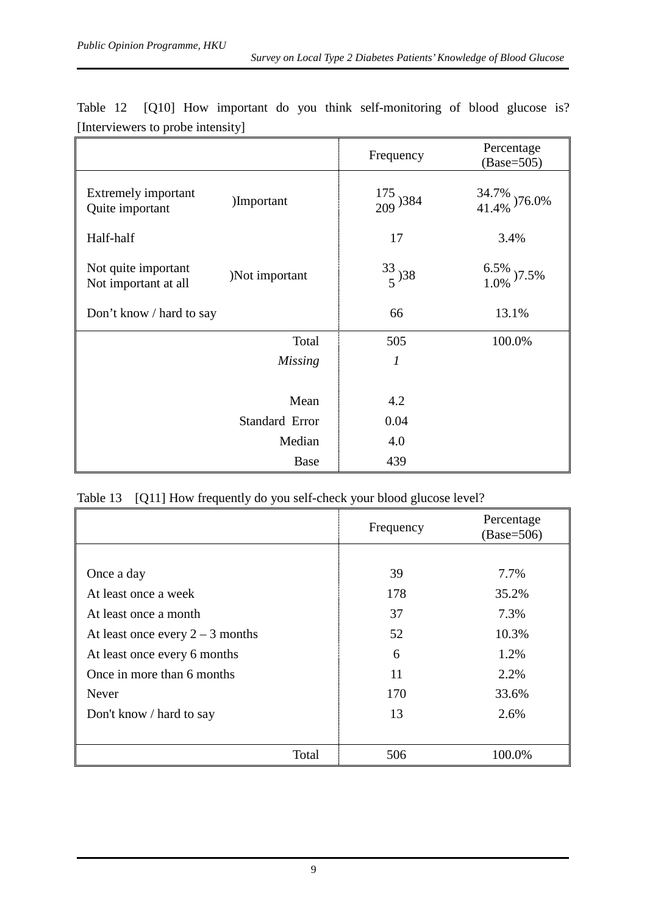Table 12 [Q10] How important do you think self-monitoring of blood glucose is? [Interviewers to probe intensity]

| | | Frequency | Percentage (Base=505) |
|---|---|---|---|
| Extremely important | )Important | 175 )384 | 34.7% )76.0% |
| Quite important | | 209 | 41.4% |
| Half-half | | 17 | 3.4% |
| Not quite important | )Not important | 33 )38 | 6.5% )7.5% |
| Not important at all | | 5 | 1.0% |
| Don't know / hard to say | | 66 | 13.1% |
| | Total | 505 | 100.0% |
| | *Missing* | *1* | |
| | Mean | 4.2 | |
| | Standard Error | 0.04 | |
| | Median | 4.0 | |
| | Base | 439 | |

Table 13 [Q11] How frequently do you self-check your blood glucose level?

| | Frequency | Percentage (Base=506) |
|---|---|---|
| Once a day | 39 | 7.7% |
| At least once a week | 178 | 35.2% |
| At least once a month | 37 | 7.3% |
| At least once every 2 – 3 months | 52 | 10.3% |
| At least once every 6 months | 6 | 1.2% |
| Once in more than 6 months | 11 | 2.2% |
| Never | 170 | 33.6% |
| Don't know / hard to say | 13 | 2.6% |
| Total | 506 | 100.0% |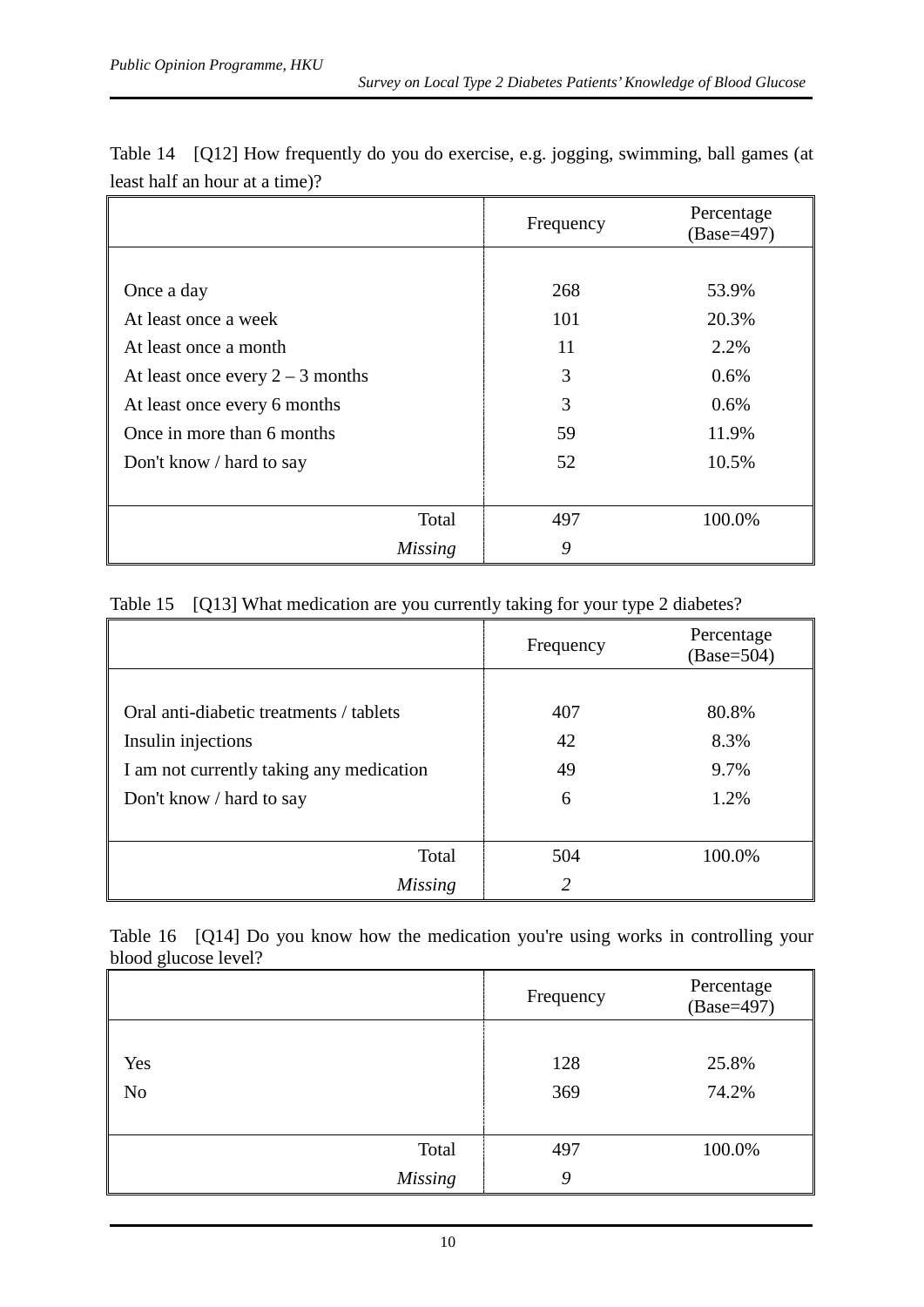Table 14 [Q12] How frequently do you do exercise, e.g. jogging, swimming, ball games (at least half an hour at a time)?

| | Frequency | Percentage (Base=497) |
|---|---|---|
| Once a day | 268 | 53.9% |
| At least once a week | 101 | 20.3% |
| At least once a month | 11 | 2.2% |
| At least once every 2 – 3 months | 3 | 0.6% |
| At least once every 6 months | 3 | 0.6% |
| Once in more than 6 months | 59 | 11.9% |
| Don't know / hard to say | 52 | 10.5% |
| Total | 497 | 100.0% |
| *Missing* | *9* | |

Table 15 [Q13] What medication are you currently taking for your type 2 diabetes?

| | Frequency | Percentage (Base=504) |
|---|---|---|
| Oral anti-diabetic treatments / tablets | 407 | 80.8% |
| Insulin injections | 42 | 8.3% |
| I am not currently taking any medication | 49 | 9.7% |
| Don't know / hard to say | 6 | 1.2% |
| Total | 504 | 100.0% |
| *Missing* | *2* | |

Table 16 [Q14] Do you know how the medication you're using works in controlling your blood glucose level?

| | Frequency | Percentage (Base=497) |
|---|---|---|
| Yes | 128 | 25.8% |
| No | 369 | 74.2% |
| Total | 497 | 100.0% |
| *Missing* | *9* | |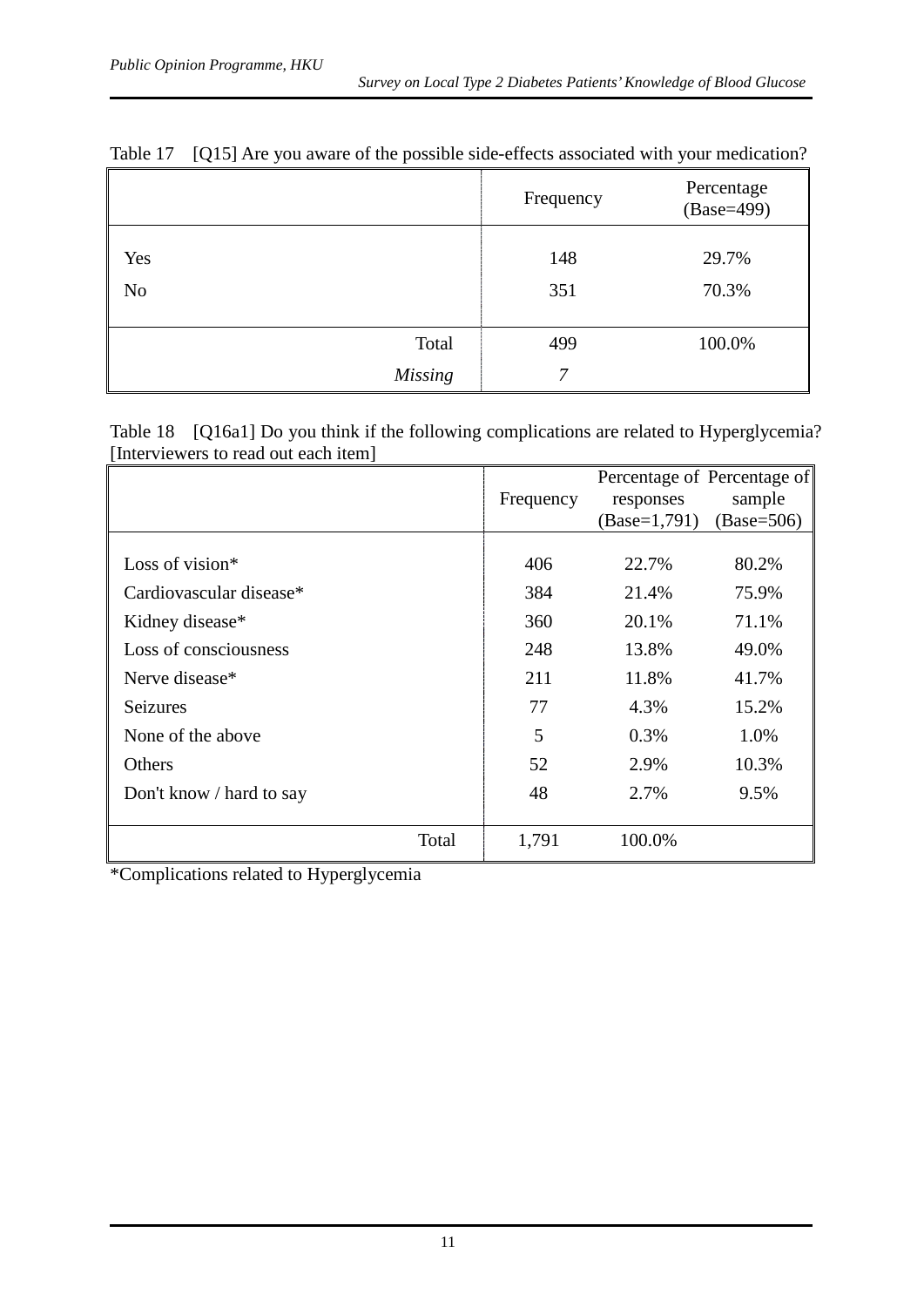Table 17 [Q15] Are you aware of the possible side-effects associated with your medication?

| | Frequency | Percentage (Base=499) |
|---|---|---|
| Yes | 148 | 29.7% |
| No | 351 | 70.3% |
| Total | 499 | 100.0% |
| *Missing* | *7* | |

Table 18 [Q16a1] Do you think if the following complications are related to Hyperglycemia? [Interviewers to read out each item]

| | Frequency | Percentage of responses (Base=1,791) | Percentage of sample (Base=506) |
|---|---|---|---|
| Loss of vision* | 406 | 22.7% | 80.2% |
| Cardiovascular disease* | 384 | 21.4% | 75.9% |
| Kidney disease* | 360 | 20.1% | 71.1% |
| Loss of consciousness | 248 | 13.8% | 49.0% |
| Nerve disease* | 211 | 11.8% | 41.7% |
| Seizures | 77 | 4.3% | 15.2% |
| None of the above | 5 | 0.3% | 1.0% |
| Others | 52 | 2.9% | 10.3% |
| Don't know / hard to say | 48 | 2.7% | 9.5% |
| Total | 1,791 | 100.0% | |

*Complications related to Hyperglycemia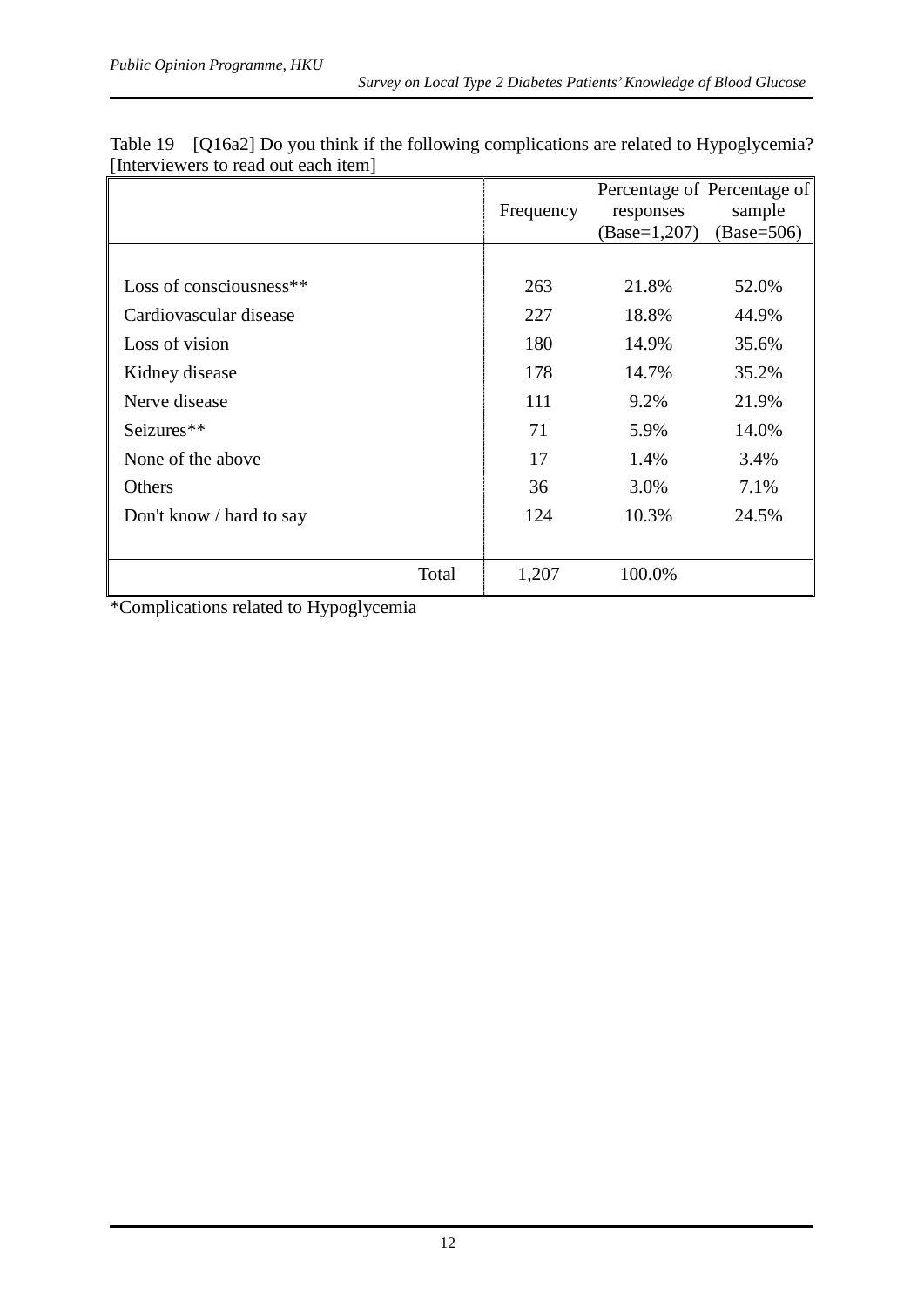Table 19 [Q16a2] Do you think if the following complications are related to Hypoglycemia? [Interviewers to read out each item]

| | Frequency | Percentage of responses (Base=1,207) | Percentage of sample (Base=506) |
|---|---|---|---|
| Loss of consciousness** | 263 | 21.8% | 52.0% |
| Cardiovascular disease | 227 | 18.8% | 44.9% |
| Loss of vision | 180 | 14.9% | 35.6% |
| Kidney disease | 178 | 14.7% | 35.2% |
| Nerve disease | 111 | 9.2% | 21.9% |
| Seizures** | 71 | 5.9% | 14.0% |
| None of the above | 17 | 1.4% | 3.4% |
| Others | 36 | 3.0% | 7.1% |
| Don't know / hard to say | 124 | 10.3% | 24.5% |
| Total | 1,207 | 100.0% | |

*Complications related to Hypoglycemia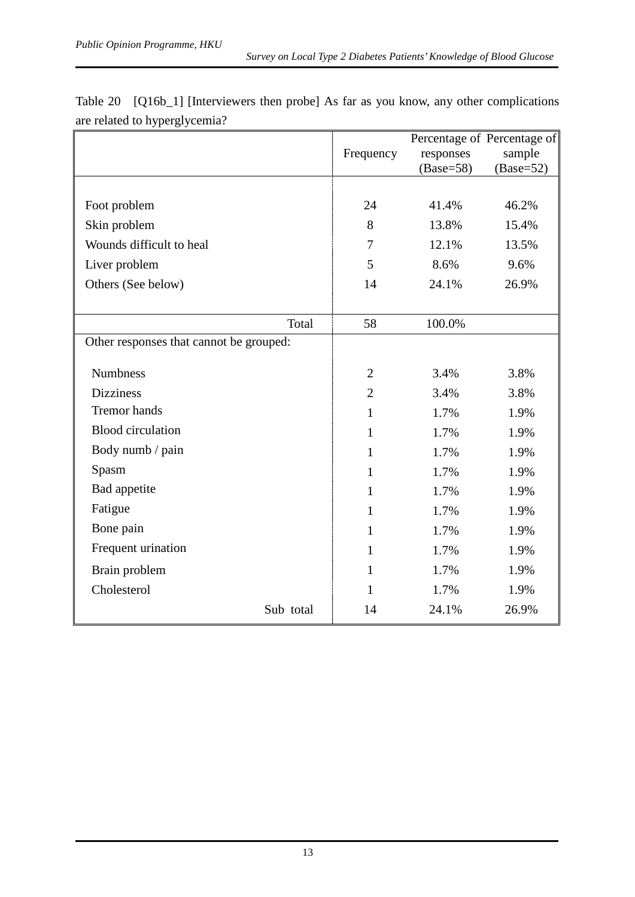Table 20 [Q16b_1] [Interviewers then probe] As far as you know, any other complications are related to hyperglycemia?

| | Frequency | Percentage of responses (Base=58) | Percentage of sample (Base=52) |
|---|---|---|---|
| Foot problem | 24 | 41.4% | 46.2% |
| Skin problem | 8 | 13.8% | 15.4% |
| Wounds difficult to heal | 7 | 12.1% | 13.5% |
| Liver problem | 5 | 8.6% | 9.6% |
| Others (See below) | 14 | 24.1% | 26.9% |
| Total | 58 | 100.0% | |
| Other responses that cannot be grouped: | | | |
| Numbness | 2 | 3.4% | 3.8% |
| Dizziness | 2 | 3.4% | 3.8% |
| Tremor hands | 1 | 1.7% | 1.9% |
| Blood circulation | 1 | 1.7% | 1.9% |
| Body numb / pain | 1 | 1.7% | 1.9% |
| Spasm | 1 | 1.7% | 1.9% |
| Bad appetite | 1 | 1.7% | 1.9% |
| Fatigue | 1 | 1.7% | 1.9% |
| Bone pain | 1 | 1.7% | 1.9% |
| Frequent urination | 1 | 1.7% | 1.9% |
| Brain problem | 1 | 1.7% | 1.9% |
| Cholesterol | 1 | 1.7% | 1.9% |
| Sub total | 14 | 24.1% | 26.9% |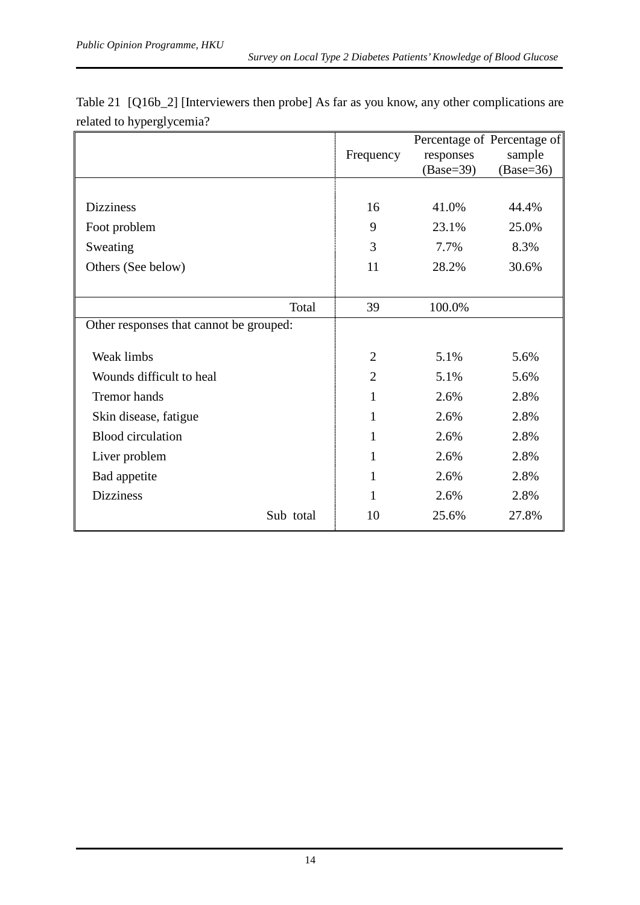Table 21 [Q16b_2] [Interviewers then probe] As far as you know, any other complications are related to hyperglycemia?

| | Frequency | Percentage of responses (Base=39) | Percentage of sample (Base=36) |
|---|---|---|---|
| Dizziness | 16 | 41.0% | 44.4% |
| Foot problem | 9 | 23.1% | 25.0% |
| Sweating | 3 | 7.7% | 8.3% |
| Others (See below) | 11 | 28.2% | 30.6% |
| Total | 39 | 100.0% | |
| Other responses that cannot be grouped: | | | |
| Weak limbs | 2 | 5.1% | 5.6% |
| Wounds difficult to heal | 2 | 5.1% | 5.6% |
| Tremor hands | 1 | 2.6% | 2.8% |
| Skin disease, fatigue | 1 | 2.6% | 2.8% |
| Blood circulation | 1 | 2.6% | 2.8% |
| Liver problem | 1 | 2.6% | 2.8% |
| Bad appetite | 1 | 2.6% | 2.8% |
| Dizziness | 1 | 2.6% | 2.8% |
| Sub total | 10 | 25.6% | 27.8% |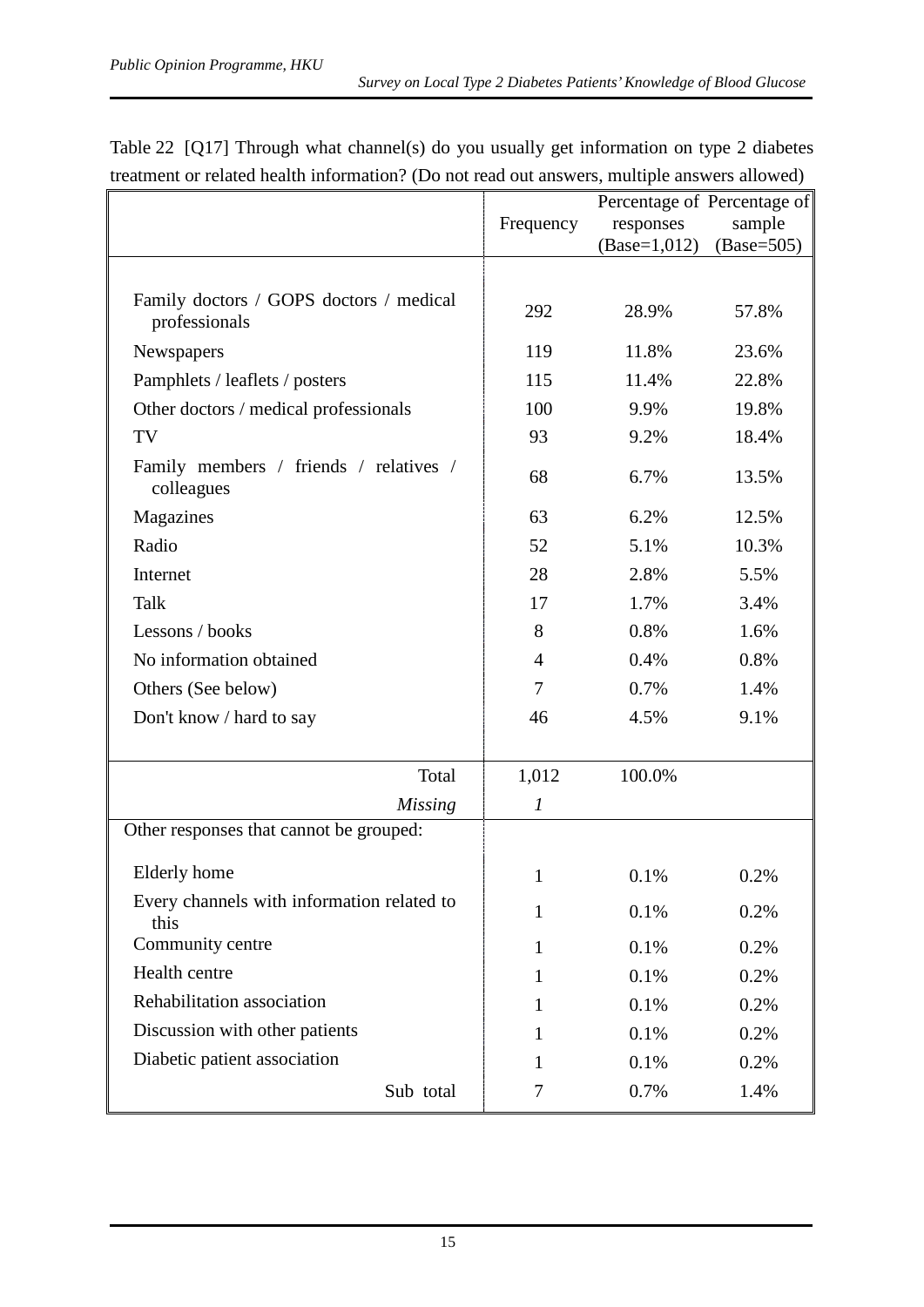Table 22 [Q17] Through what channel(s) do you usually get information on type 2 diabetes treatment or related health information? (Do not read out answers, multiple answers allowed)

| | Frequency | Percentage of responses (Base=1,012) | Percentage of sample (Base=505) |
|---|---|---|---|
| Family doctors / GOPS doctors / medical professionals | 292 | 28.9% | 57.8% |
| Newspapers | 119 | 11.8% | 23.6% |
| Pamphlets / leaflets / posters | 115 | 11.4% | 22.8% |
| Other doctors / medical professionals | 100 | 9.9% | 19.8% |
| TV | 93 | 9.2% | 18.4% |
| Family members / friends / relatives / colleagues | 68 | 6.7% | 13.5% |
| Magazines | 63 | 6.2% | 12.5% |
| Radio | 52 | 5.1% | 10.3% |
| Internet | 28 | 2.8% | 5.5% |
| Talk | 17 | 1.7% | 3.4% |
| Lessons / books | 8 | 0.8% | 1.6% |
| No information obtained | 4 | 0.4% | 0.8% |
| Others (See below) | 7 | 0.7% | 1.4% |
| Don't know / hard to say | 46 | 4.5% | 9.1% |
| Total | 1,012 | 100.0% | |
| *Missing* | *1* | | |
| Other responses that cannot be grouped: | | | |
| Elderly home | 1 | 0.1% | 0.2% |
| Every channels with information related to this | 1 | 0.1% | 0.2% |
| Community centre | 1 | 0.1% | 0.2% |
| Health centre | 1 | 0.1% | 0.2% |
| Rehabilitation association | 1 | 0.1% | 0.2% |
| Discussion with other patients | 1 | 0.1% | 0.2% |
| Diabetic patient association | 1 | 0.1% | 0.2% |
| Sub total | 7 | 0.7% | 1.4% |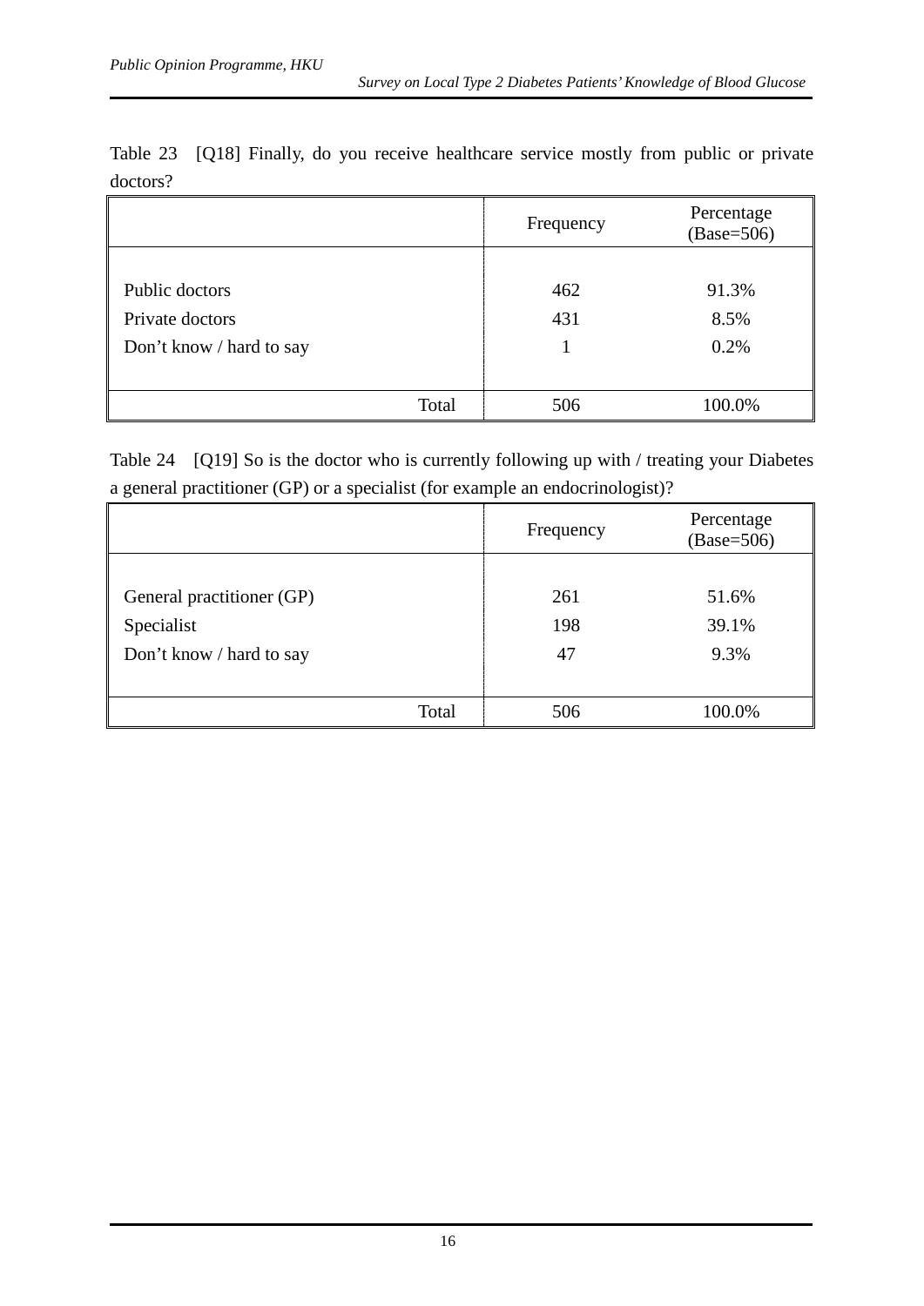Table 23 [Q18] Finally, do you receive healthcare service mostly from public or private doctors?

| | Frequency | Percentage (Base=506) |
|---|---|---|
| Public doctors | 462 | 91.3% |
| Private doctors | 431 | 8.5% |
| Don't know / hard to say | 1 | 0.2% |
| Total | 506 | 100.0% |

Table 24 [Q19] So is the doctor who is currently following up with / treating your Diabetes a general practitioner (GP) or a specialist (for example an endocrinologist)?

| | Frequency | Percentage (Base=506) |
|---|---|---|
| General practitioner (GP) | 261 | 51.6% |
| Specialist | 198 | 39.1% |
| Don't know / hard to say | 47 | 9.3% |
| Total | 506 | 100.0% |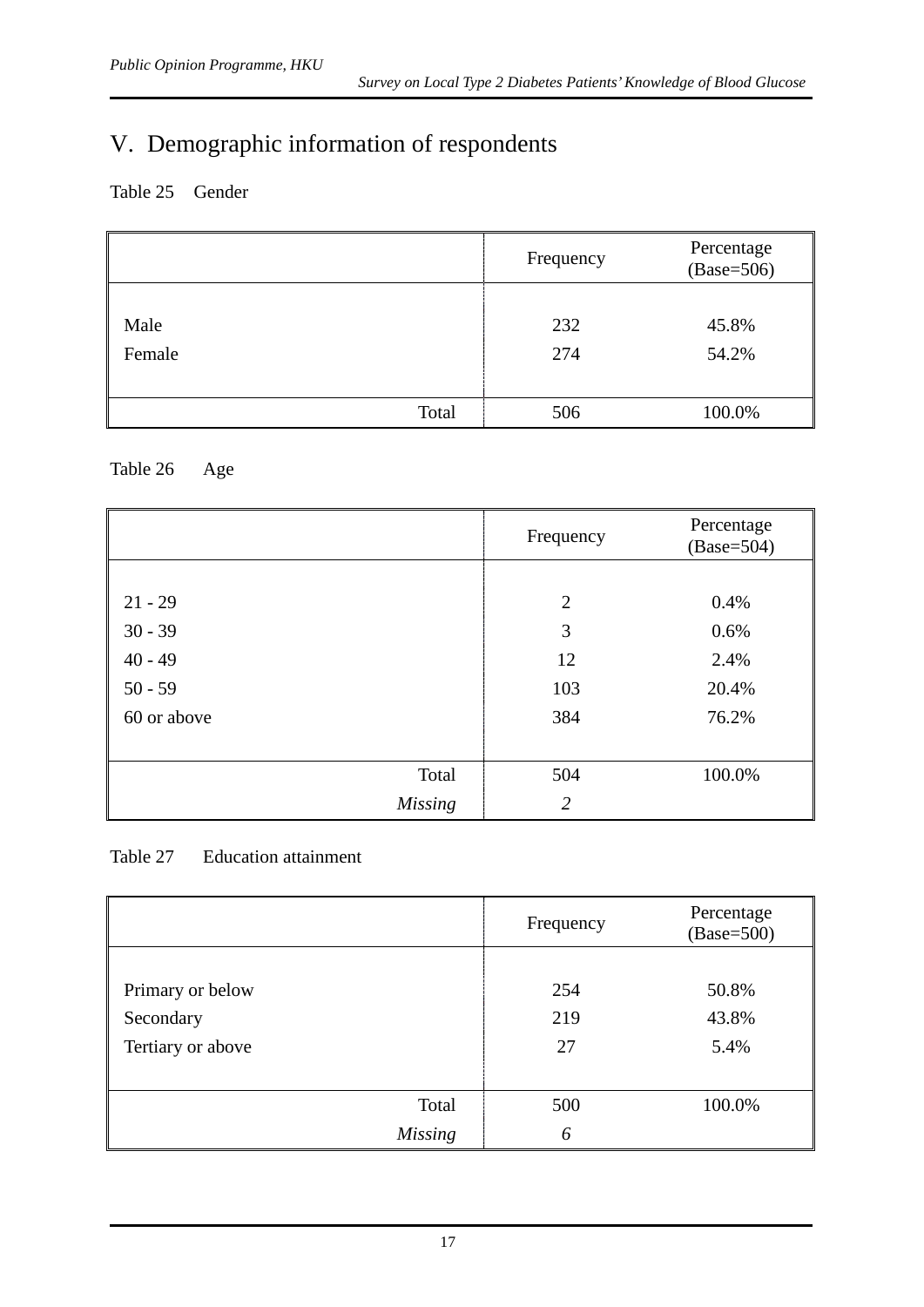# V. Demographic information of respondents

Table 25 Gender

| | Frequency | Percentage (Base=506) |
|---|---|---|
| Male | 232 | 45.8% |
| Female | 274 | 54.2% |
| Total | 506 | 100.0% |

Table 26 Age

| | Frequency | Percentage (Base=504) |
|---|---|---|
| 21 - 29 | 2 | 0.4% |
| 30 - 39 | 3 | 0.6% |
| 40 - 49 | 12 | 2.4% |
| 50 - 59 | 103 | 20.4% |
| 60 or above | 384 | 76.2% |
| Total | 504 | 100.0% |
| *Missing* | *2* | |

Table 27 Education attainment

| | Frequency | Percentage (Base=500) |
|---|---|---|
| Primary or below | 254 | 50.8% |
| Secondary | 219 | 43.8% |
| Tertiary or above | 27 | 5.4% |
| Total | 500 | 100.0% |
| *Missing* | *6* | |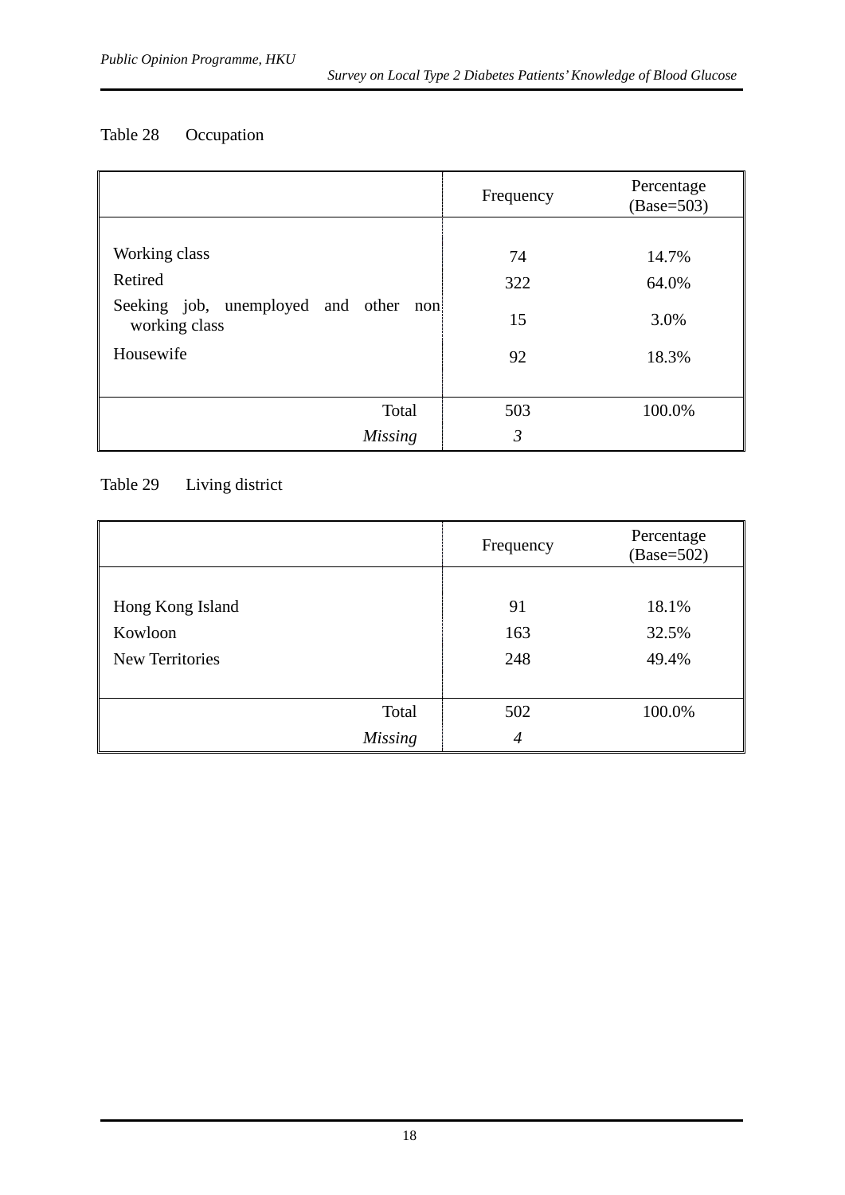Table 28 Occupation

| | Frequency | Percentage (Base=503) |
|---|---|---|
| Working class | 74 | 14.7% |
| Retired | 322 | 64.0% |
| Seeking job, unemployed and other non working class | 15 | 3.0% |
| Housewife | 92 | 18.3% |
| Total | 503 | 100.0% |
| *Missing* | *3* | |

Table 29 Living district

| | Frequency | Percentage (Base=502) |
|---|---|---|
| Hong Kong Island | 91 | 18.1% |
| Kowloon | 163 | 32.5% |
| New Territories | 248 | 49.4% |
| Total | 502 | 100.0% |
| *Missing* | *4* | |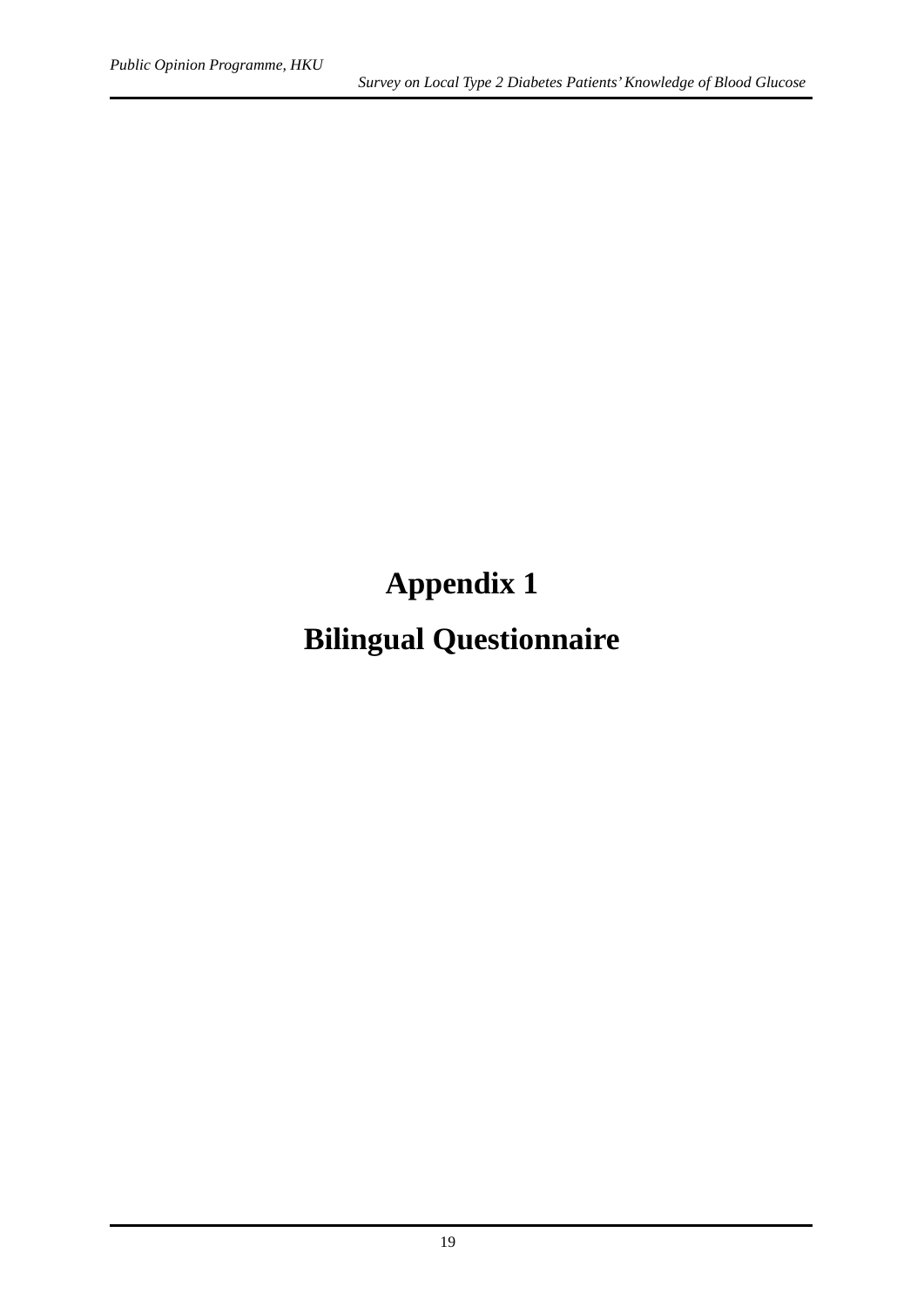# Appendix 1

# Bilingual Questionnaire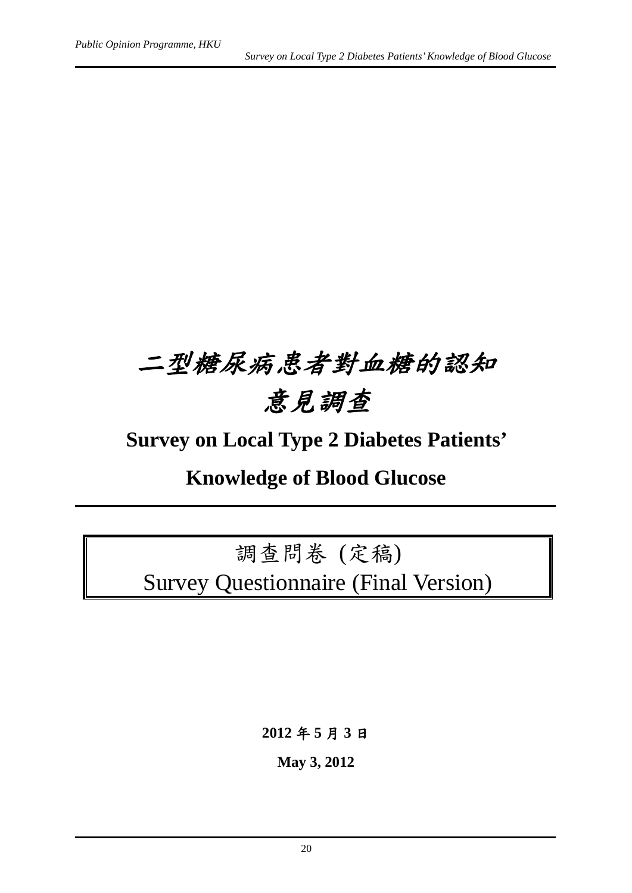# *二型糖尿病患者對血糖的認知意見調查*

# Survey on Local Type 2 Diabetes Patients' Knowledge of Blood Glucose

## 調查問卷 (定稿)
## Survey Questionnaire (Final Version)

**2012 年 5 月 3 日**

**May 3, 2012**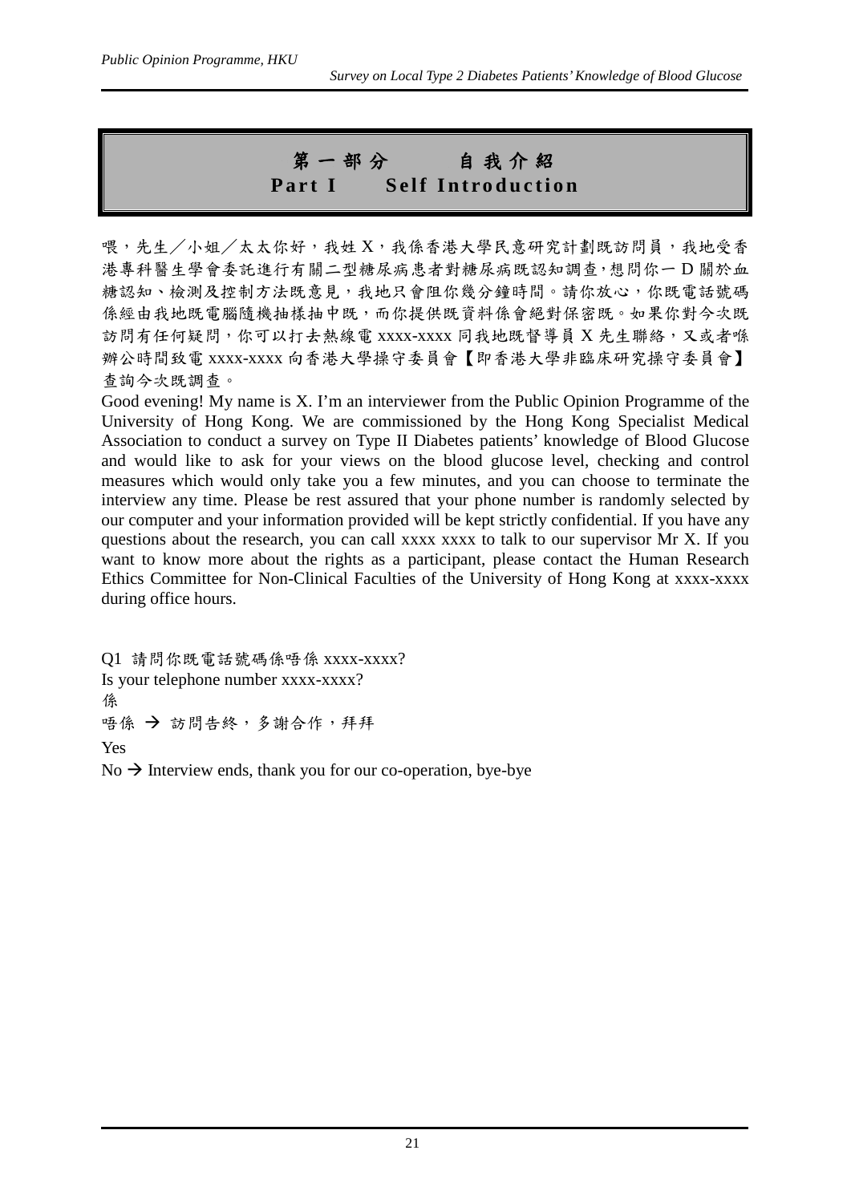# 第一部分　　自我介紹
# Part I　Self Introduction

喂，先生／小姐／太太你好，我姓 X，我係香港大學民意研究計劃既訪問員，我地受香港專科醫生學會委託進行有關二型糖尿病患者對糖尿病既認知調查，想問你一 D 關於血糖認知、檢測及控制方法既意見，我地只會阻你幾分鐘時間。請你放心，你既電話號碼係經由我地既電腦隨機抽樣抽中既，而你提供既資料係會絕對保密既。如果你對今次既訪問有任何疑問，你可以打去熱線電 xxxx-xxxx 同我地既督導員 X 先生聯絡，又或者喺辦公時間致電 xxxx-xxxx 向香港大學操守委員會【即香港大學非臨床研究操守委員會】查詢今次既調查。

Good evening! My name is X. I'm an interviewer from the Public Opinion Programme of the University of Hong Kong. We are commissioned by the Hong Kong Specialist Medical Association to conduct a survey on Type II Diabetes patients' knowledge of Blood Glucose and would like to ask for your views on the blood glucose level, checking and control measures which would only take you a few minutes, and you can choose to terminate the interview any time. Please be rest assured that your phone number is randomly selected by our computer and your information provided will be kept strictly confidential. If you have any questions about the research, you can call xxxx xxxx to talk to our supervisor Mr X. If you want to know more about the rights as a participant, please contact the Human Research Ethics Committee for Non-Clinical Faculties of the University of Hong Kong at xxxx-xxxx during office hours.

Q1 請問你既電話號碼係唔係 xxxx-xxxx?
Is your telephone number xxxx-xxxx?

係
唔係 → 訪問告終，多謝合作，拜拜

Yes
No → Interview ends, thank you for our co-operation, bye-bye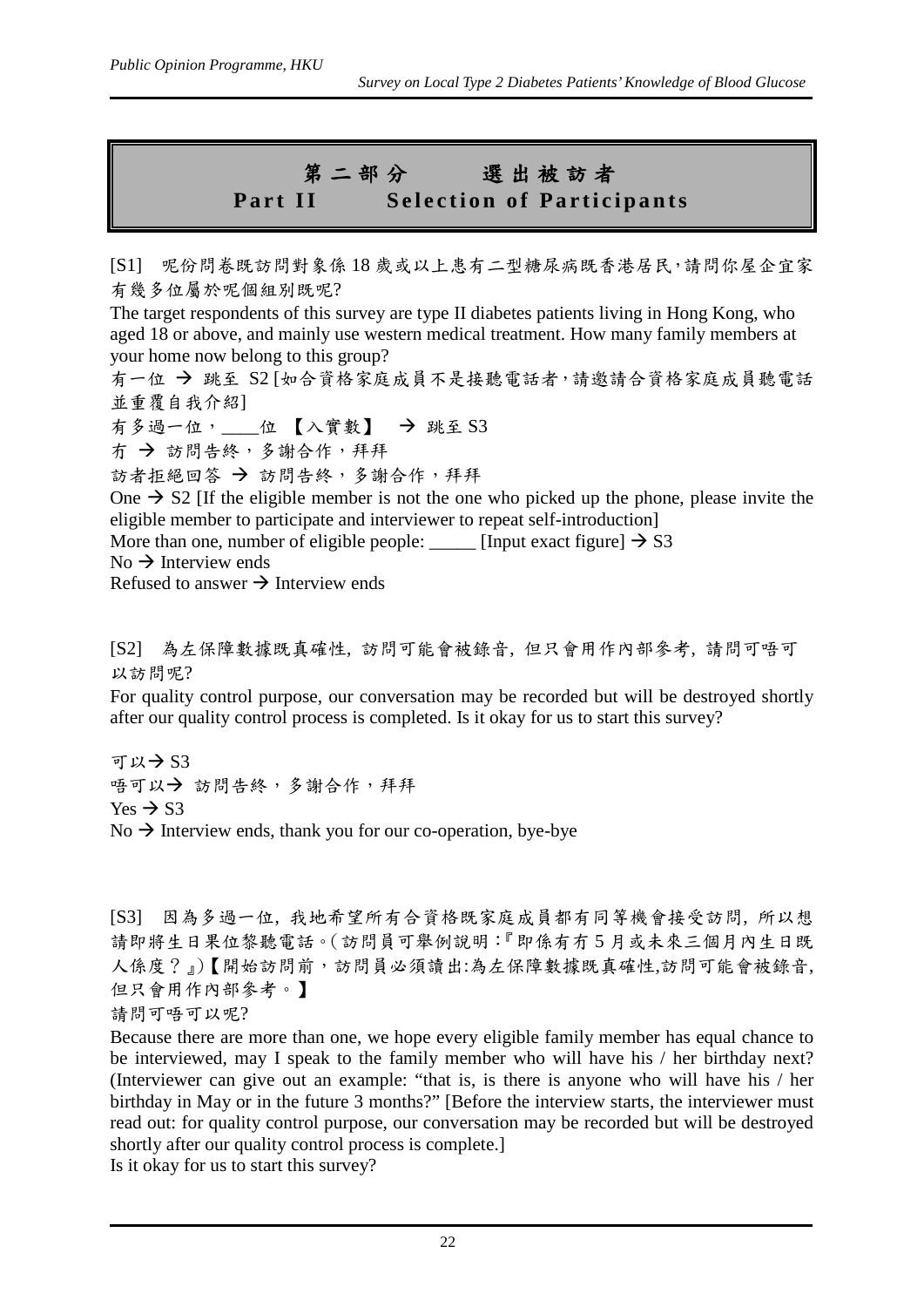# 第二部分　　選出被訪者
# Part II　　Selection of Participants

[S1]　呢份問卷既訪問對象係 18 歲或以上患有二型糖尿病既香港居民，請問你屋企宜家有幾多位屬於呢個組別既呢?

The target respondents of this survey are type II diabetes patients living in Hong Kong, who aged 18 or above, and mainly use western medical treatment. How many family members at your home now belong to this group?

有一位 → 跳至 S2 [如合資格家庭成員不是接聽電話者，請邀請合資格家庭成員聽電話並重覆自我介紹]

有多過一位，____位 【入實數】 → 跳至 S3

冇 → 訪問告終，多謝合作，拜拜

訪者拒絕回答 → 訪問告終，多謝合作，拜拜

One → S2 [If the eligible member is not the one who picked up the phone, please invite the eligible member to participate and interviewer to repeat self-introduction]

More than one, number of eligible people: _____ [Input exact figure] → S3

No → Interview ends

Refused to answer → Interview ends

[S2]　為左保障數據既真確性，訪問可能會被錄音，但只會用作內部參考，請問可唔可以訪問呢?

For quality control purpose, our conversation may be recorded but will be destroyed shortly after our quality control process is completed. Is it okay for us to start this survey?

可以→ S3

唔可以→ 訪問告終，多謝合作，拜拜

Yes → S3

No → Interview ends, thank you for our co-operation, bye-bye

[S3]　因為多過一位，我地希望所有合資格既家庭成員都有同等機會接受訪問，所以想請即將生日果位黎聽電話。( 訪問員可舉例說明：『即係有冇 5 月或未來三個月內生日既人係度？』)【開始訪問前，訪問員必須讀出:為左保障數據既真確性,訪問可能會被錄音,但只會用作內部參考。】

請問可唔可以呢?

Because there are more than one, we hope every eligible family member has equal chance to be interviewed, may I speak to the family member who will have his / her birthday next? (Interviewer can give out an example: "that is, is there is anyone who will have his / her birthday in May or in the future 3 months?" [Before the interview starts, the interviewer must read out: for quality control purpose, our conversation may be recorded but will be destroyed shortly after our quality control process is complete.]

Is it okay for us to start this survey?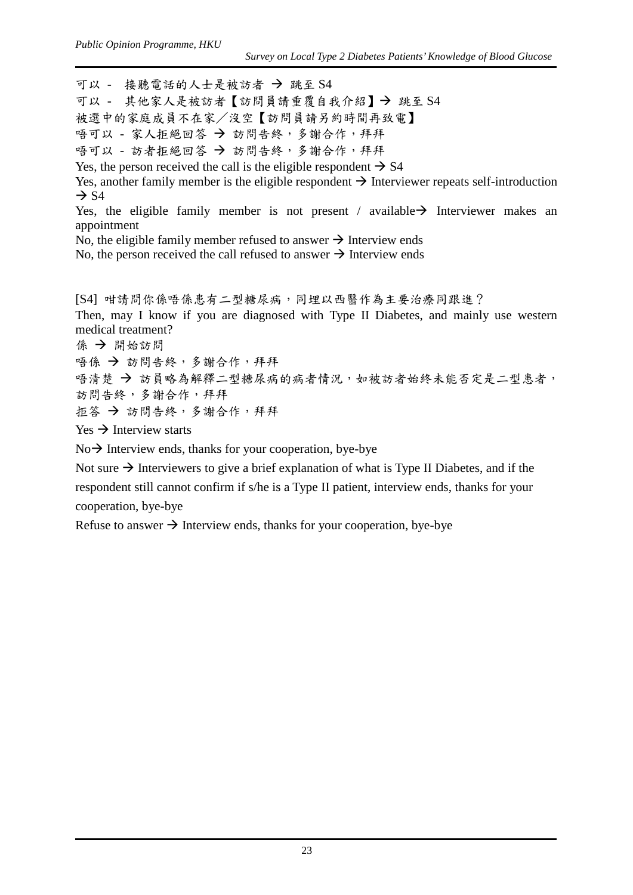可以 -　接聽電話的人士是被訪者 → 跳至 S4

可以 -　其他家人是被訪者【訪問員請重覆自我介紹】→ 跳至 S4

被選中的家庭成員不在家／沒空【訪問員請另約時間再致電】

唔可以 - 家人拒絕回答 → 訪問告終，多謝合作，拜拜

唔可以 - 訪者拒絕回答 → 訪問告終，多謝合作，拜拜

Yes, the person received the call is the eligible respondent → S4

Yes, another family member is the eligible respondent → Interviewer repeats self-introduction → S4

Yes, the eligible family member is not present / available→ Interviewer makes an appointment

No, the eligible family member refused to answer → Interview ends

No, the person received the call refused to answer → Interview ends

[S4] 咁請問你係唔係患有二型糖尿病，同埋以西醫作為主要治療同跟進？

Then, may I know if you are diagnosed with Type II Diabetes, and mainly use western medical treatment?

係 → 開始訪問

唔係 → 訪問告終，多謝合作，拜拜

唔清楚 → 訪員略為解釋二型糖尿病的病者情況，如被訪者始終未能否定是二型患者，訪問告終，多謝合作，拜拜

拒答 → 訪問告終，多謝合作，拜拜

Yes → Interview starts

No→ Interview ends, thanks for your cooperation, bye-bye

Not sure → Interviewers to give a brief explanation of what is Type II Diabetes, and if the respondent still cannot confirm if s/he is a Type II patient, interview ends, thanks for your cooperation, bye-bye

Refuse to answer → Interview ends, thanks for your cooperation, bye-bye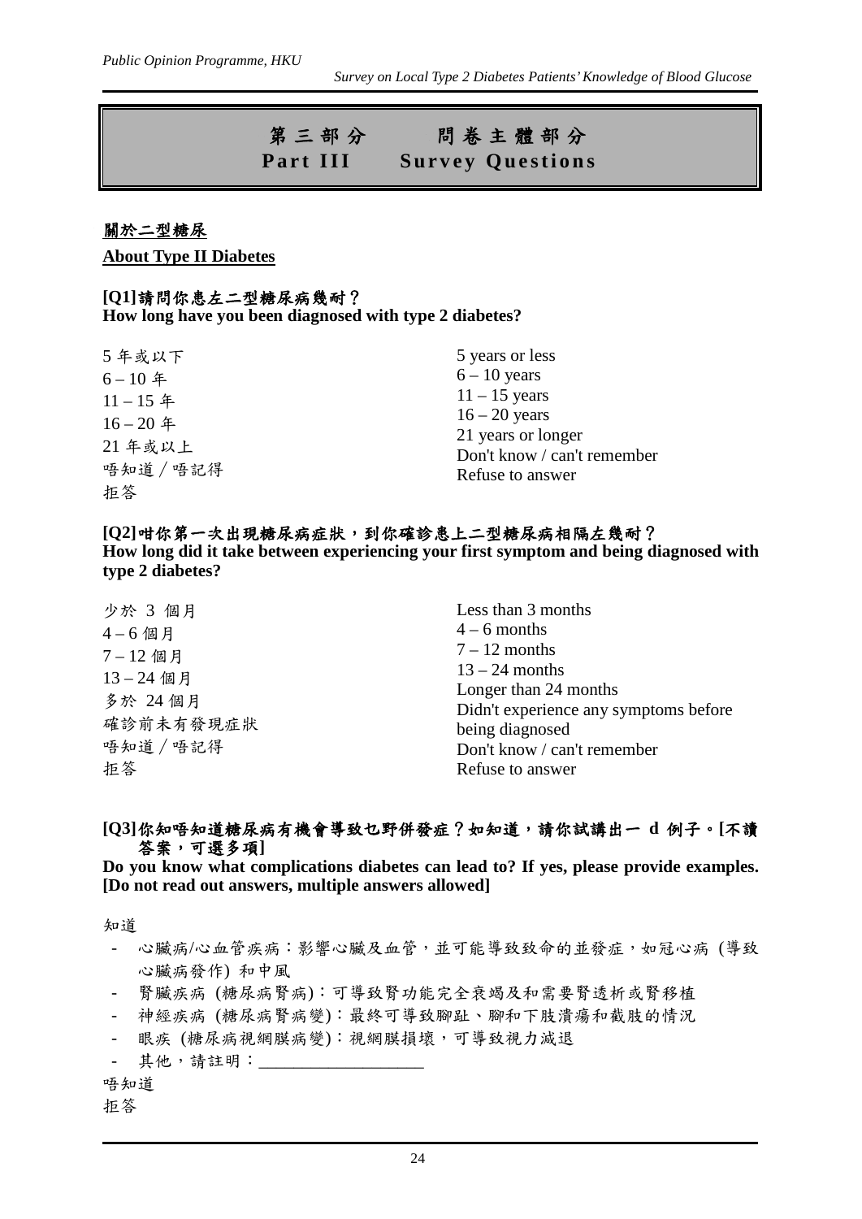# 第三部分　　問卷主體部分
# Part III　Survey Questions

**關於二型糖尿**

**About Type II Diabetes**

**[Q1]請問你患左二型糖尿病幾耐？**
**How long have you been diagnosed with type 2 diabetes?**

| | |
|---|---|
| 5 年或以下 | 5 years or less |
| 6 – 10 年 | 6 – 10 years |
| 11 – 15 年 | 11 – 15 years |
| 16 – 20 年 | 16 – 20 years |
| 21 年或以上 | 21 years or longer |
| 唔知道／唔記得 | Don't know / can't remember |
| 拒答 | Refuse to answer |

**[Q2]咁你第一次出現糖尿病症狀，到你確診患上二型糖尿病相隔左幾耐？**
**How long did it take between experiencing your first symptom and being diagnosed with type 2 diabetes?**

| | |
|---|---|
| 少於 3 個月 | Less than 3 months |
| 4 – 6 個月 | 4 – 6 months |
| 7 – 12 個月 | 7 – 12 months |
| 13 – 24 個月 | 13 – 24 months |
| 多於 24 個月 | Longer than 24 months |
| 確診前未有發現症狀 | Didn't experience any symptoms before being diagnosed |
| 唔知道／唔記得 | Don't know / can't remember |
| 拒答 | Refuse to answer |

**[Q3]你知唔知道糖尿病有機會導致乜野併發症？如知道，請你試講出一 d 例子。[不讀答案，可選多項]**
**Do you know what complications diabetes can lead to? If yes, please provide examples. [Do not read out answers, multiple answers allowed]**

知道

- 心臟病/心血管疾病：影響心臟及血管，並可能導致致命的並發症，如冠心病 (導致心臟病發作) 和中風
- 腎臟疾病 (糖尿病腎病)：可導致腎功能完全衰竭及和需要腎透析或腎移植
- 神經疾病 (糖尿病腎病變)：最終可導致腳趾、腳和下肢潰瘍和截肢的情況
- 眼疾 (糖尿病視網膜病變)：視網膜損壞，可導致視力減退
- 其他，請註明：___________________

唔知道

拒答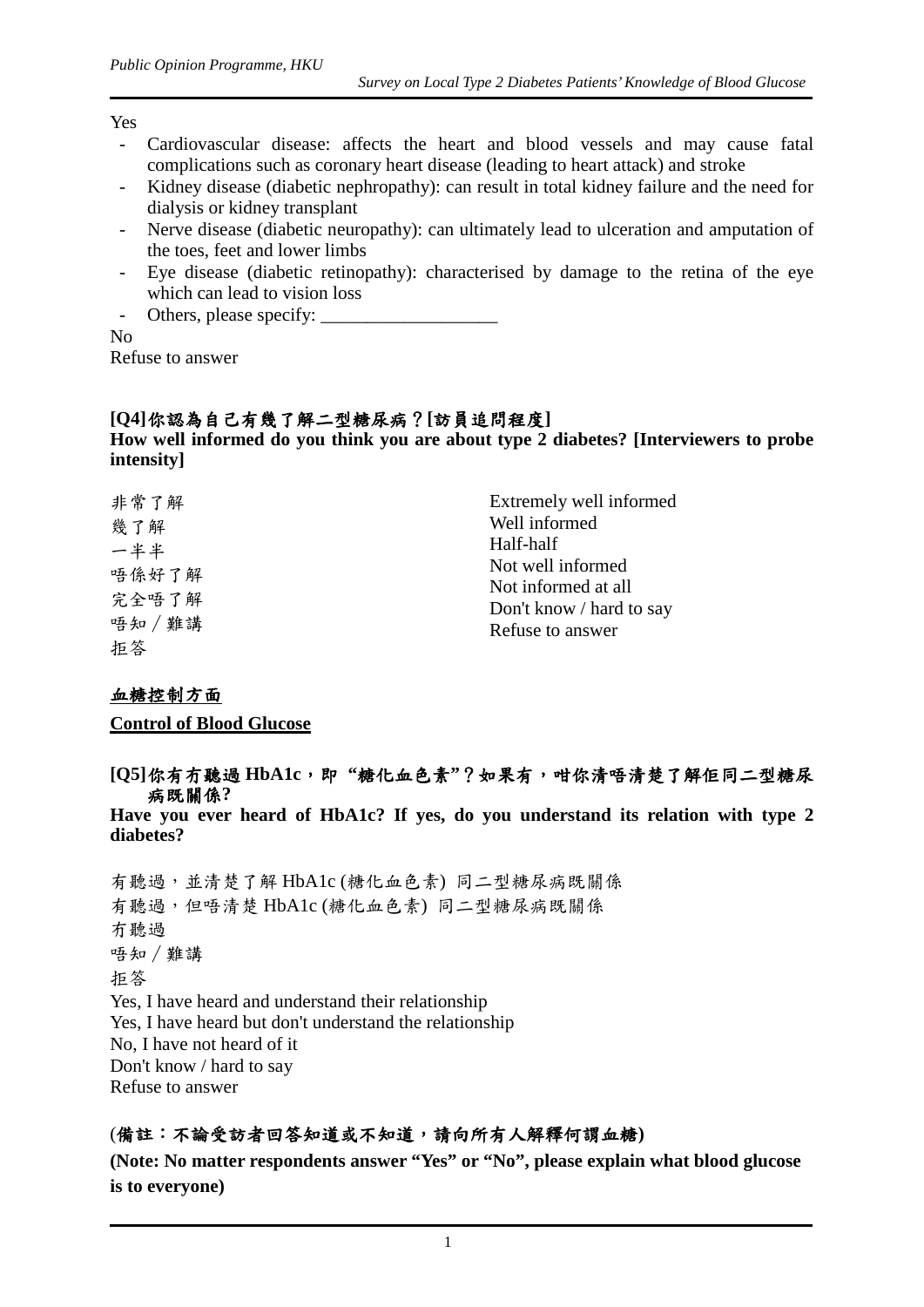Yes

- Cardiovascular disease: affects the heart and blood vessels and may cause fatal complications such as coronary heart disease (leading to heart attack) and stroke
- Kidney disease (diabetic nephropathy): can result in total kidney failure and the need for dialysis or kidney transplant
- Nerve disease (diabetic neuropathy): can ultimately lead to ulceration and amputation of the toes, feet and lower limbs
- Eye disease (diabetic retinopathy): characterised by damage to the retina of the eye which can lead to vision loss
- Others, please specify: ___________________

No

Refuse to answer

**[Q4]你認為自己有幾了解二型糖尿病？[訪員追問程度]**

**How well informed do you think you are about type 2 diabetes? [Interviewers to probe intensity]**

| | |
|---|---|
| 非常了解 | Extremely well informed |
| 幾了解 | Well informed |
| 一半半 | Half-half |
| 唔係好了解 | Not well informed |
| 完全唔了解 | Not informed at all |
| 唔知／難講 | Don't know / hard to say |
| 拒答 | Refuse to answer |

## 血糖控制方面

## Control of Blood Glucose

**[Q5]你有冇聽過 HbA1c，即"糖化血色素"？如果有，咁你清唔清楚了解佢同二型糖尿病既關係？**

**Have you ever heard of HbA1c? If yes, do you understand its relation with type 2 diabetes?**

有聽過，並清楚了解 HbA1c (糖化血色素) 同二型糖尿病既關係

有聽過，但唔清楚 HbA1c (糖化血色素) 同二型糖尿病既關係

冇聽過

唔知／難講

拒答

Yes, I have heard and understand their relationship

Yes, I have heard but don't understand the relationship

No, I have not heard of it

Don't know / hard to say

Refuse to answer

**(備註：不論受訪者回答知道或不知道，請向所有人解釋何謂血糖)**

**(Note: No matter respondents answer "Yes" or "No", please explain what blood glucose is to everyone)**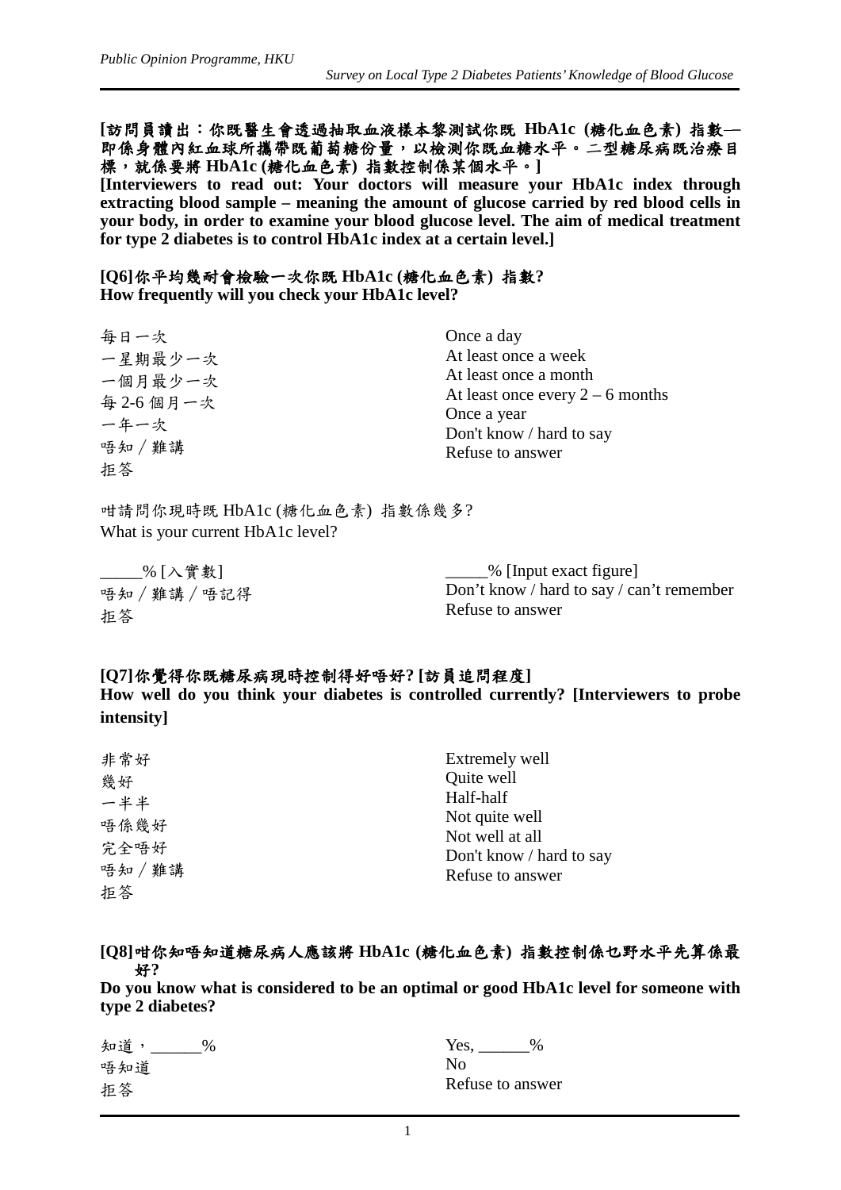**[訪問員讀出：你既醫生會透過抽取血液樣本黎測試你既 HbA1c (糖化血色素) 指數—即係身體內紅血球所攜帶既葡萄糖份量，以檢測你既血糖水平。二型糖尿病既治療目標，就係要將 HbA1c (糖化血色素) 指數控制係某個水平。]**
**[Interviewers to read out: Your doctors will measure your HbA1c index through extracting blood sample – meaning the amount of glucose carried by red blood cells in your body, in order to examine your blood glucose level. The aim of medical treatment for type 2 diabetes is to control HbA1c index at a certain level.]**

**[Q6]你平均幾耐會檢驗一次你既 HbA1c (糖化血色素) 指數?**
**How frequently will you check your HbA1c level?**

| | |
|---|---|
| 每日一次 | Once a day |
| 一星期最少一次 | At least once a week |
| 一個月最少一次 | At least once a month |
| 每 2-6 個月一次 | At least once every 2 – 6 months |
| 一年一次 | Once a year |
| 唔知／難講 | Don't know / hard to say |
| 拒答 | Refuse to answer |

咁請問你現時既 HbA1c (糖化血色素) 指數係幾多?
What is your current HbA1c level?

| | |
|---|---|
| _____% [入實數] | _____% [Input exact figure] |
| 唔知／難講／唔記得 | Don't know / hard to say / can't remember |
| 拒答 | Refuse to answer |

**[Q7]你覺得你既糖尿病現時控制得好唔好? [訪員追問程度]**
**How well do you think your diabetes is controlled currently? [Interviewers to probe intensity]**

| | |
|---|---|
| 非常好 | Extremely well |
| 幾好 | Quite well |
| 一半半 | Half-half |
| 唔係幾好 | Not quite well |
| 完全唔好 | Not well at all |
| 唔知／難講 | Don't know / hard to say |
| 拒答 | Refuse to answer |

**[Q8]咁你知唔知道糖尿病人應該將 HbA1c (糖化血色素) 指數控制係乜野水平先算係最好?**
**Do you know what is considered to be an optimal or good HbA1c level for someone with type 2 diabetes?**

| | |
|---|---|
| 知道，______% | Yes, ______% |
| 唔知道 | No |
| 拒答 | Refuse to answer |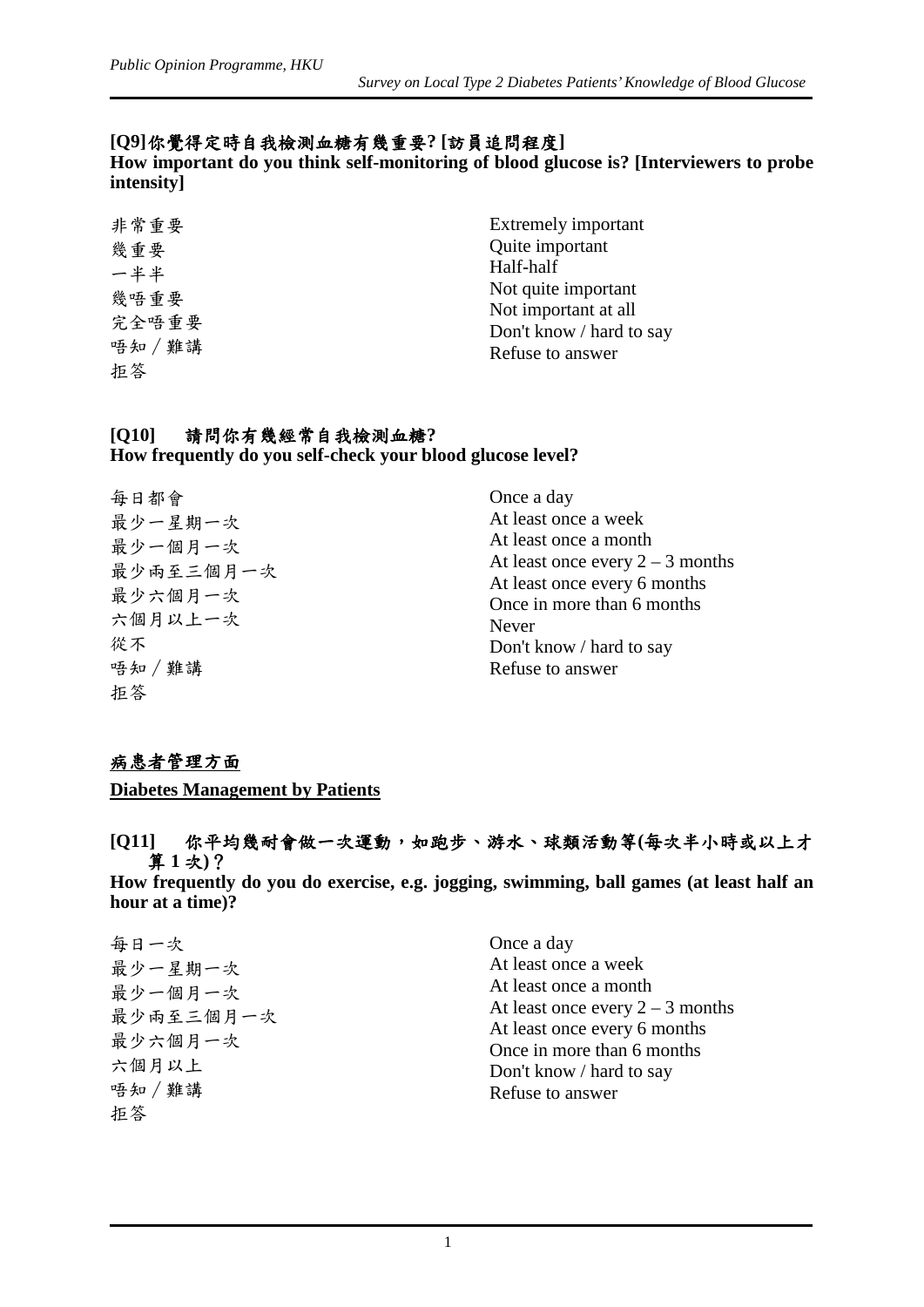**[Q9]你覺得定時自我檢測血糖有幾重要? [訪員追問程度]**
**How important do you think self-monitoring of blood glucose is? [Interviewers to probe intensity]**

| | |
|---|---|
| 非常重要 | Extremely important |
| 幾重要 | Quite important |
| 一半半 | Half-half |
| 幾唔重要 | Not quite important |
| 完全唔重要 | Not important at all |
| 唔知／難講 | Don't know / hard to say |
| 拒答 | Refuse to answer |

**[Q10] 請問你有幾經常自我檢測血糖?**
**How frequently do you self-check your blood glucose level?**

| | |
|---|---|
| 每日都會 | Once a day |
| 最少一星期一次 | At least once a week |
| 最少一個月一次 | At least once a month |
| 最少兩至三個月一次 | At least once every 2 – 3 months |
| 最少六個月一次 | At least once every 6 months |
| 六個月以上一次 | Once in more than 6 months |
| 從不 | Never |
| 唔知／難講 | Don't know / hard to say |
| 拒答 | Refuse to answer |

## 病患者管理方面

## Diabetes Management by Patients

**[Q11] 你平均幾耐會做一次運動，如跑步、游水、球類活動等(每次半小時或以上才算 1 次)？**
**How frequently do you do exercise, e.g. jogging, swimming, ball games (at least half an hour at a time)?**

| | |
|---|---|
| 每日一次 | Once a day |
| 最少一星期一次 | At least once a week |
| 最少一個月一次 | At least once a month |
| 最少兩至三個月一次 | At least once every 2 – 3 months |
| 最少六個月一次 | At least once every 6 months |
| 六個月以上 | Once in more than 6 months |
| 唔知／難講 | Don't know / hard to say |
| 拒答 | Refuse to answer |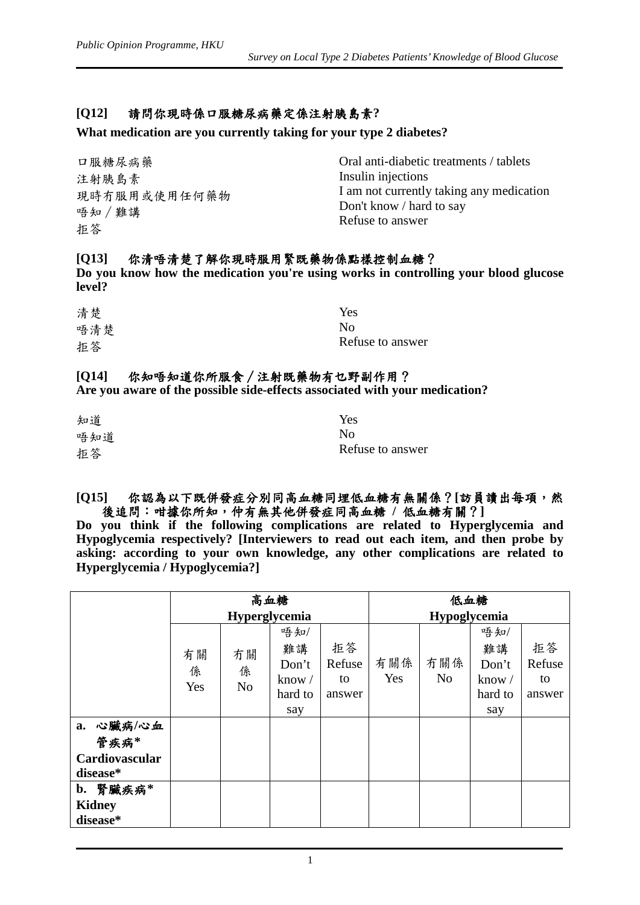**[Q12] 請問你現時係口服糖尿病藥定係注射胰島素?**

**What medication are you currently taking for your type 2 diabetes?**

| | |
|---|---|
| 口服糖尿病藥 | Oral anti-diabetic treatments / tablets |
| 注射胰島素 | Insulin injections |
| 現時冇服用或使用任何藥物 | I am not currently taking any medication |
| 唔知／難講 | Don't know / hard to say |
| 拒答 | Refuse to answer |

**[Q13] 你清唔清楚了解你現時服用緊既藥物係點樣控制血糖？**

**Do you know how the medication you're using works in controlling your blood glucose level?**

| | |
|---|---|
| 清楚 | Yes |
| 唔清楚 | No |
| 拒答 | Refuse to answer |

**[Q14] 你知唔知道你所服食／注射既藥物有乜野副作用？**

**Are you aware of the possible side-effects associated with your medication?**

| | |
|---|---|
| 知道 | Yes |
| 唔知道 | No |
| 拒答 | Refuse to answer |

**[Q15] 你認為以下既併發症分別同高血糖同埋低血糖有無關係？[訪員讀出每項，然後追問：咁據你所知，仲有無其他併發症同高血糖 / 低血糖有關？]**

**Do you think if the following complications are related to Hyperglycemia and Hypoglycemia respectively? [Interviewers to read out each item, and then probe by asking: according to your own knowledge, any other complications are related to Hyperglycemia / Hypoglycemia?]**

| | 高血糖 Hyperglycemia | | | | 低血糖 Hypoglycemia | | | |
|---|---|---|---|---|---|---|---|---|
| | 有關係 Yes | 冇關係 No | 唔知/難講 Don't know / hard to say | 拒答 Refuse to answer | 有關係 Yes | 冇關係 No | 唔知/難講 Don't know / hard to say | 拒答 Refuse to answer |
| **a. 心臟病/心血管疾病* Cardiovascular disease*** | | | | | | | | |
| **b. 腎臟疾病* Kidney disease*** | | | | | | | | |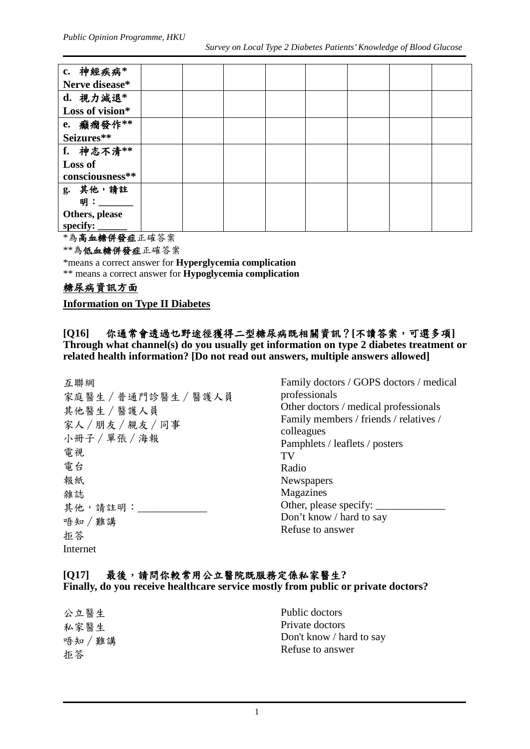| | | | | | | | |
|---|---|---|---|---|---|---|---|
| **c. 神經疾病* Nerve disease*** | | | | | | | |
| **d. 視力減退* Loss of vision*** | | | | | | | |
| **e. 癲癇發作** Seizures**** | | | | | | | |
| **f. 神志不清** Loss of consciousness**** | | | | | | | |
| **g. 其他，請註明：_______ Others, please specify: ______** | | | | | | | |

*為**高血糖併發症**正確答案

**為**低血糖併發症**正確答案

*means a correct answer for **Hyperglycemia complication**

** means a correct answer for **Hypoglycemia complication**

## 糖尿病資訊方面

## Information on Type II Diabetes

**[Q16] 你通常會透過乜野途徑獲得二型糖尿病既相關資訊？[不讀答案，可選多項]**
**Through what channel(s) do you usually get information on type 2 diabetes treatment or related health information? [Do not read out answers, multiple answers allowed]**

互聯網
家庭醫生／普通門診醫生／醫護人員
其他醫生／醫護人員
家人／朋友／親友／同事
小冊子／單張／海報
電視
電台
報紙
雜誌
其他，請註明：_____________
唔知／難講
拒答

Internet
Family doctors / GOPS doctors / medical professionals
Other doctors / medical professionals
Family members / friends / relatives / colleagues
Pamphlets / leaflets / posters
TV
Radio
Newspapers
Magazines
Other, please specify: _____________
Don't know / hard to say
Refuse to answer

**[Q17] 最後，請問你較常用公立醫院既服務定係私家醫生？**
**Finally, do you receive healthcare service mostly from public or private doctors?**

公立醫生
私家醫生
唔知／難講
拒答

Public doctors
Private doctors
Don't know / hard to say
Refuse to answer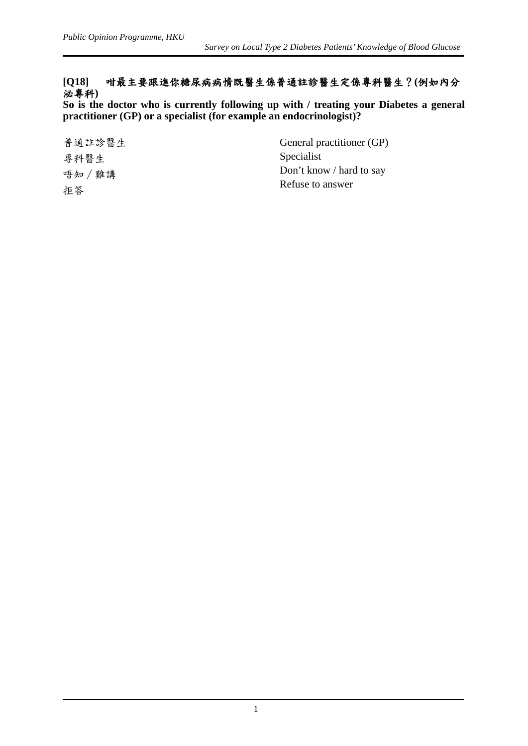**[Q18] 咁最主要跟進你糖尿病病情既醫生係普通註診醫生定係專科醫生？(例如內分泌專科)**

**So is the doctor who is currently following up with / treating your Diabetes a general practitioner (GP) or a specialist (for example an endocrinologist)?**

| | |
|---|---|
| 普通註診醫生 | General practitioner (GP) |
| 專科醫生 | Specialist |
| 唔知／難講 | Don't know / hard to say |
| 拒答 | Refuse to answer |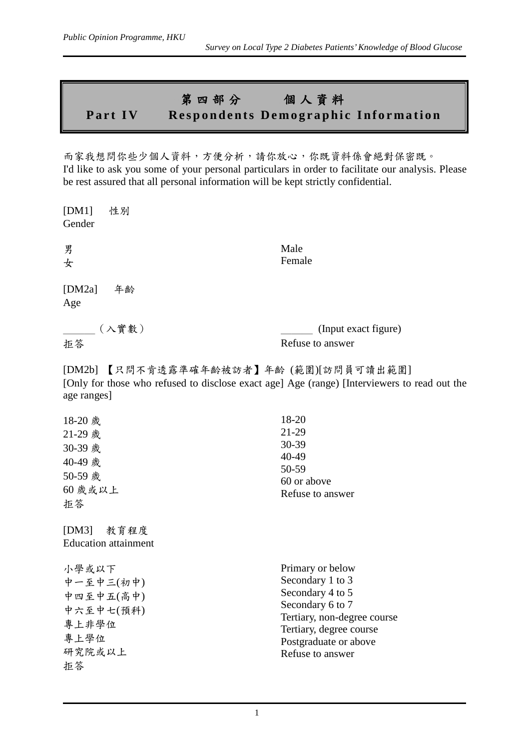# 第四部分　　個人資料
# Part IV　Respondents Demographic Information

而家我想問你些少個人資料，方便分析，請你放心，你既資料係會絕對保密既。
I'd like to ask you some of your personal particulars in order to facilitate our analysis. Please be rest assured that all personal information will be kept strictly confidential.

[DM1]　性別
Gender

| | |
|---|---|
| 男 | Male |
| 女 | Female |

[DM2a]　年齡
Age

| | |
|---|---|
| ______（入實數） | ______ (Input exact figure) |
| 拒答 | Refuse to answer |

[DM2b] 【只問不肯透露準確年齡被訪者】年齡 (範圍)[訪問員可讀出範圍]
[Only for those who refused to disclose exact age] Age (range) [Interviewers to read out the age ranges]

| | |
|---|---|
| 18-20 歲 | 18-20 |
| 21-29 歲 | 21-29 |
| 30-39 歲 | 30-39 |
| 40-49 歲 | 40-49 |
| 50-59 歲 | 50-59 |
| 60 歲或以上 | 60 or above |
| 拒答 | Refuse to answer |

[DM3]　教育程度
Education attainment

| | |
|---|---|
| 小學或以下 | Primary or below |
| 中一至中三(初中) | Secondary 1 to 3 |
| 中四至中五(高中) | Secondary 4 to 5 |
| 中六至中七(預科) | Secondary 6 to 7 |
| 專上非學位 | Tertiary, non-degree course |
| 專上學位 | Tertiary, degree course |
| 研究院或以上 | Postgraduate or above |
| 拒答 | Refuse to answer |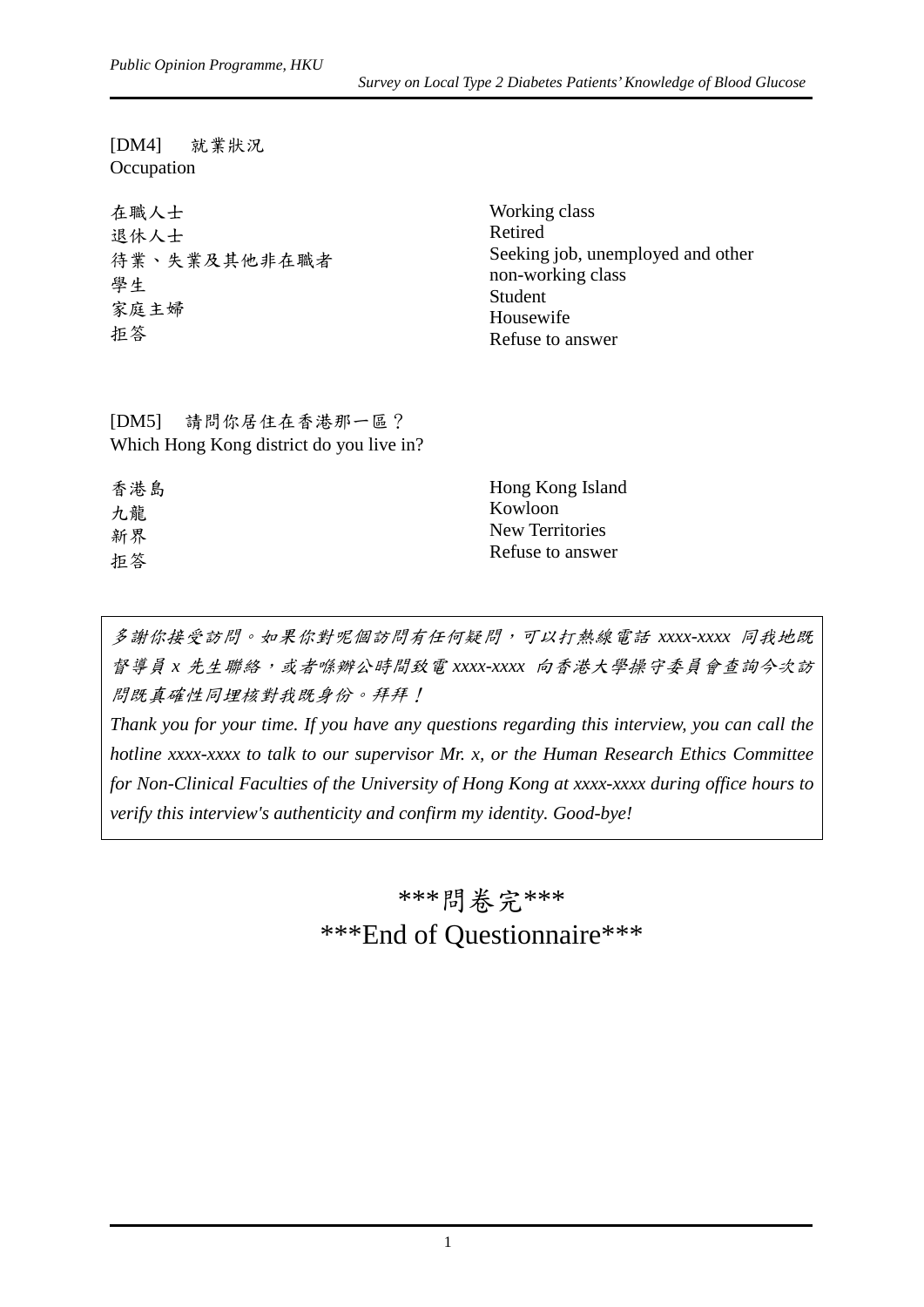[DM4] 就業狀況
Occupation

| | |
|---|---|
| 在職人士 | Working class |
| 退休人士 | Retired |
| 待業、失業及其他非在職者 | Seeking job, unemployed and other non-working class |
| 學生 | Student |
| 家庭主婦 | Housewife |
| 拒答 | Refuse to answer |

[DM5] 請問你居住在香港那一區？
Which Hong Kong district do you live in?

| | |
|---|---|
| 香港島 | Hong Kong Island |
| 九龍 | Kowloon |
| 新界 | New Territories |
| 拒答 | Refuse to answer |

*多謝你接受訪問。如果你對呢個訪問有任何疑問，可以打熱線電話 xxxx-xxxx 同我地既督導員 x 先生聯絡，或者喺辦公時間致電 xxxx-xxxx 向香港大學操守委員會查詢今次訪問既真確性同埋核對我既身份。拜拜！*

***Thank you for your time. If you have any questions regarding this interview, you can call the hotline xxxx-xxxx to talk to our supervisor Mr. x, or the Human Research Ethics Committee for Non-Clinical Faculties of the University of Hong Kong at xxxx-xxxx during office hours to verify this interview's authenticity and confirm my identity. Good-bye!***

***問卷完***
***End of Questionnaire***